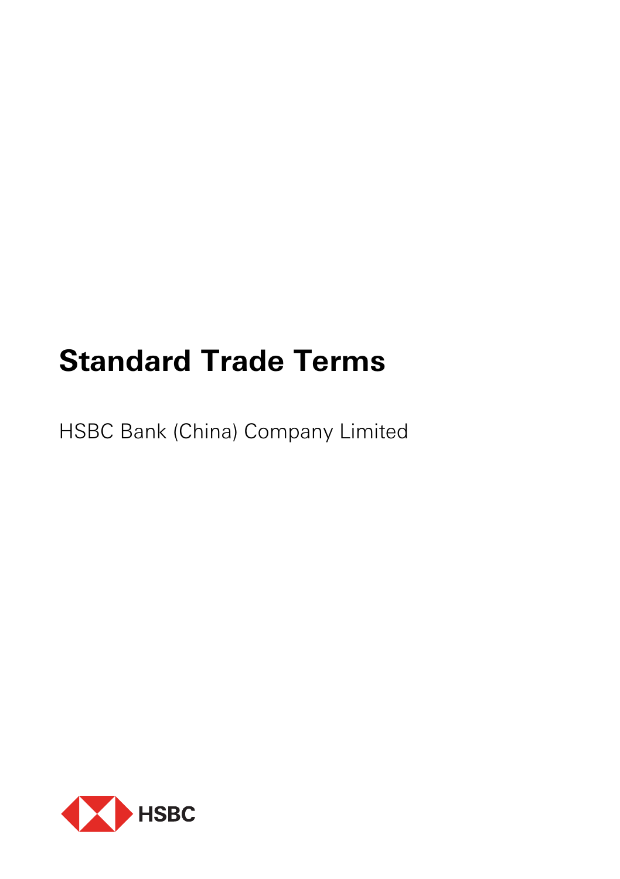# Standard Trade Terms

HSBC Bank (China) Company Limited

HSBC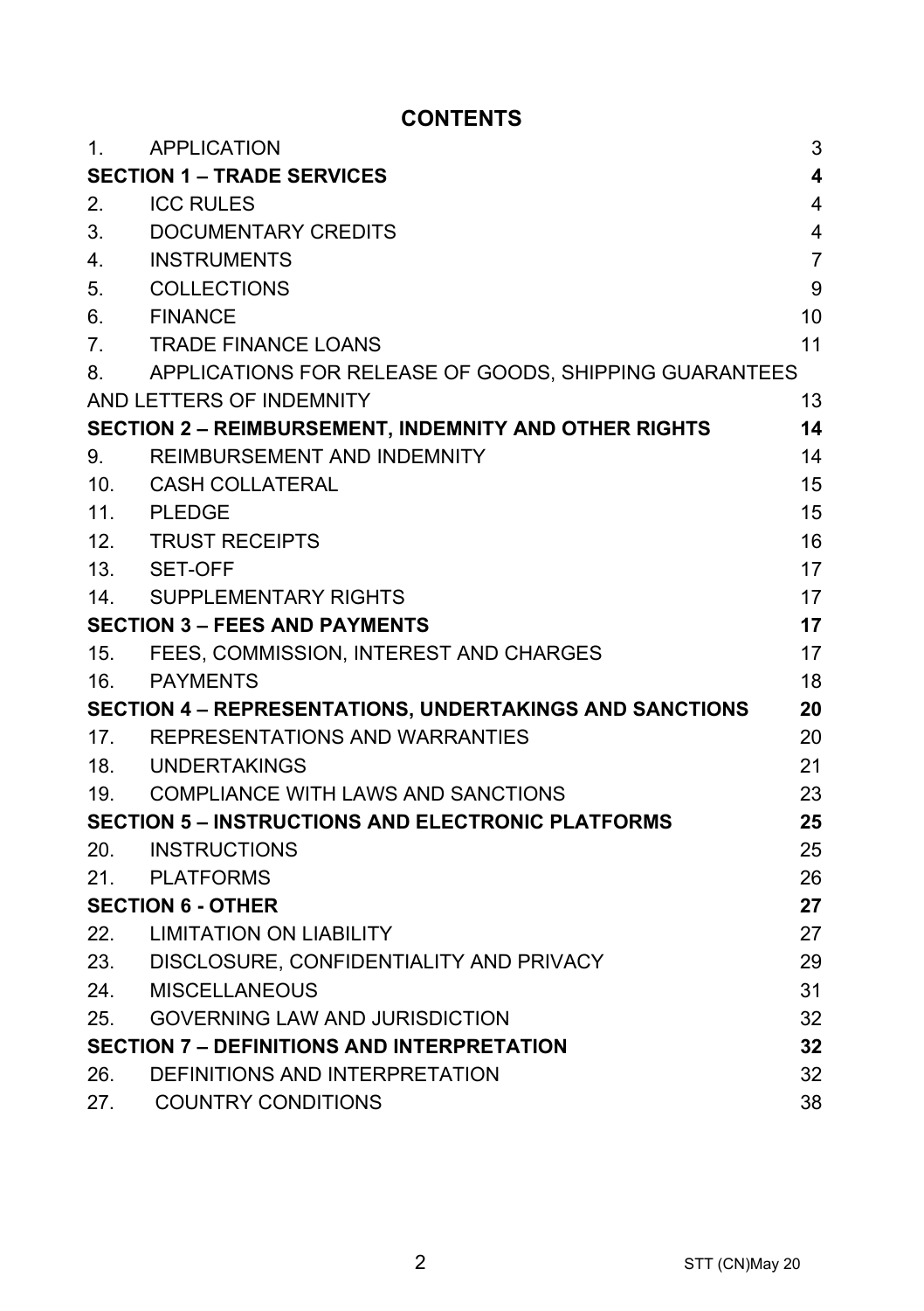# CONTENTS

| | | |
|---|---|---|
| 1. | APPLICATION | 3 |
| **SECTION 1 – TRADE SERVICES** | | **4** |
| 2. | ICC RULES | 4 |
| 3. | DOCUMENTARY CREDITS | 4 |
| 4. | INSTRUMENTS | 7 |
| 5. | COLLECTIONS | 9 |
| 6. | FINANCE | 10 |
| 7. | TRADE FINANCE LOANS | 11 |
| 8. | APPLICATIONS FOR RELEASE OF GOODS, SHIPPING GUARANTEES AND LETTERS OF INDEMNITY | 13 |
| **SECTION 2 – REIMBURSEMENT, INDEMNITY AND OTHER RIGHTS** | | **14** |
| 9. | REIMBURSEMENT AND INDEMNITY | 14 |
| 10. | CASH COLLATERAL | 15 |
| 11. | PLEDGE | 15 |
| 12. | TRUST RECEIPTS | 16 |
| 13. | SET-OFF | 17 |
| 14. | SUPPLEMENTARY RIGHTS | 17 |
| **SECTION 3 – FEES AND PAYMENTS** | | **17** |
| 15. | FEES, COMMISSION, INTEREST AND CHARGES | 17 |
| 16. | PAYMENTS | 18 |
| **SECTION 4 – REPRESENTATIONS, UNDERTAKINGS AND SANCTIONS** | | **20** |
| 17. | REPRESENTATIONS AND WARRANTIES | 20 |
| 18. | UNDERTAKINGS | 21 |
| 19. | COMPLIANCE WITH LAWS AND SANCTIONS | 23 |
| **SECTION 5 – INSTRUCTIONS AND ELECTRONIC PLATFORMS** | | **25** |
| 20. | INSTRUCTIONS | 25 |
| 21. | PLATFORMS | 26 |
| **SECTION 6 - OTHER** | | **27** |
| 22. | LIMITATION ON LIABILITY | 27 |
| 23. | DISCLOSURE, CONFIDENTIALITY AND PRIVACY | 29 |
| 24. | MISCELLANEOUS | 31 |
| 25. | GOVERNING LAW AND JURISDICTION | 32 |
| **SECTION 7 – DEFINITIONS AND INTERPRETATION** | | **32** |
| 26. | DEFINITIONS AND INTERPRETATION | 32 |
| 27. | COUNTRY CONDITIONS | 38 |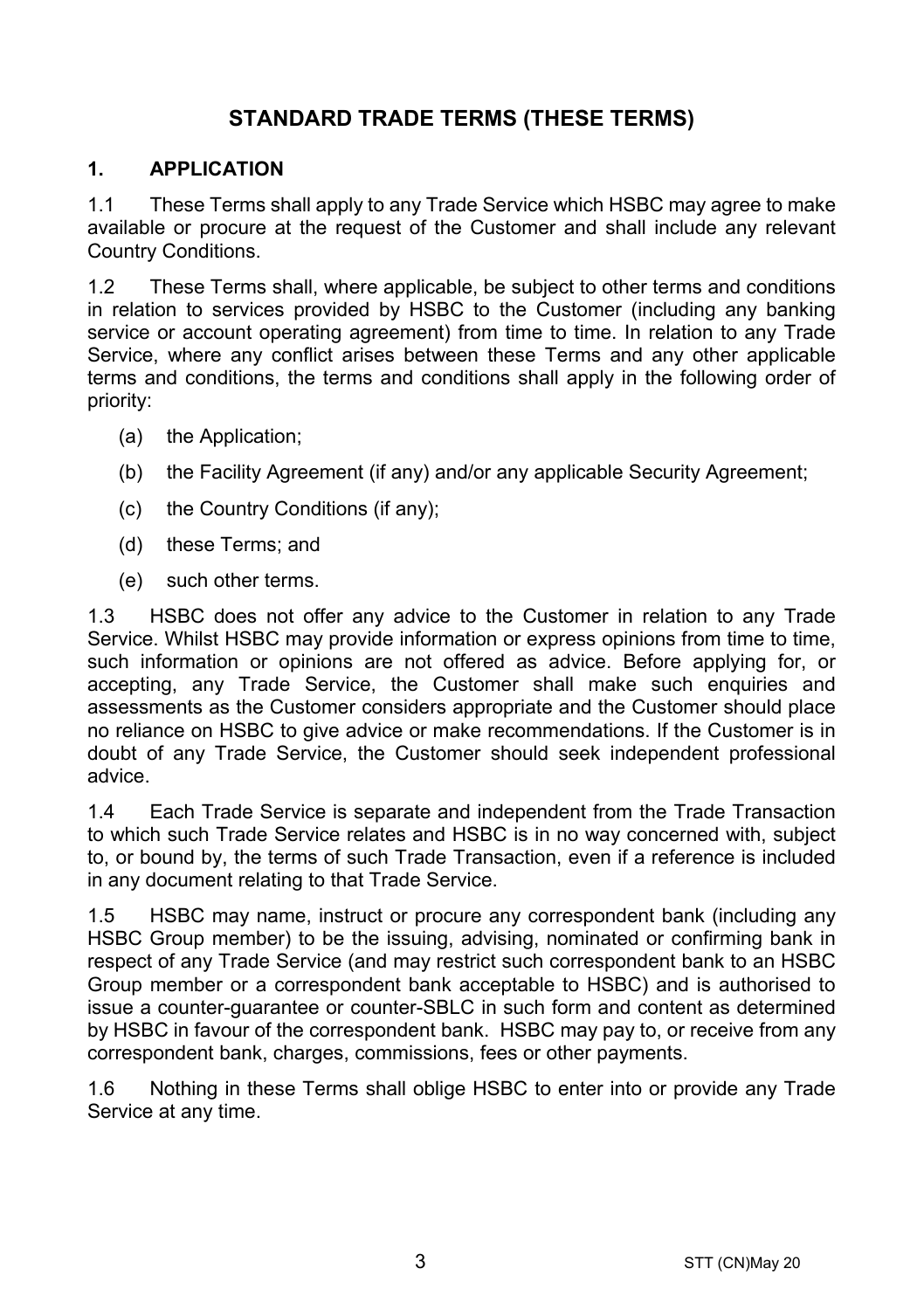# STANDARD TRADE TERMS (THESE TERMS)

## 1. APPLICATION

1.1 These Terms shall apply to any Trade Service which HSBC may agree to make available or procure at the request of the Customer and shall include any relevant Country Conditions.

1.2 These Terms shall, where applicable, be subject to other terms and conditions in relation to services provided by HSBC to the Customer (including any banking service or account operating agreement) from time to time. In relation to any Trade Service, where any conflict arises between these Terms and any other applicable terms and conditions, the terms and conditions shall apply in the following order of priority:

(a) the Application;

(b) the Facility Agreement (if any) and/or any applicable Security Agreement;

(c) the Country Conditions (if any);

(d) these Terms; and

(e) such other terms.

1.3 HSBC does not offer any advice to the Customer in relation to any Trade Service. Whilst HSBC may provide information or express opinions from time to time, such information or opinions are not offered as advice. Before applying for, or accepting, any Trade Service, the Customer shall make such enquiries and assessments as the Customer considers appropriate and the Customer should place no reliance on HSBC to give advice or make recommendations. If the Customer is in doubt of any Trade Service, the Customer should seek independent professional advice.

1.4 Each Trade Service is separate and independent from the Trade Transaction to which such Trade Service relates and HSBC is in no way concerned with, subject to, or bound by, the terms of such Trade Transaction, even if a reference is included in any document relating to that Trade Service.

1.5 HSBC may name, instruct or procure any correspondent bank (including any HSBC Group member) to be the issuing, advising, nominated or confirming bank in respect of any Trade Service (and may restrict such correspondent bank to an HSBC Group member or a correspondent bank acceptable to HSBC) and is authorised to issue a counter-guarantee or counter-SBLC in such form and content as determined by HSBC in favour of the correspondent bank. HSBC may pay to, or receive from any correspondent bank, charges, commissions, fees or other payments.

1.6 Nothing in these Terms shall oblige HSBC to enter into or provide any Trade Service at any time.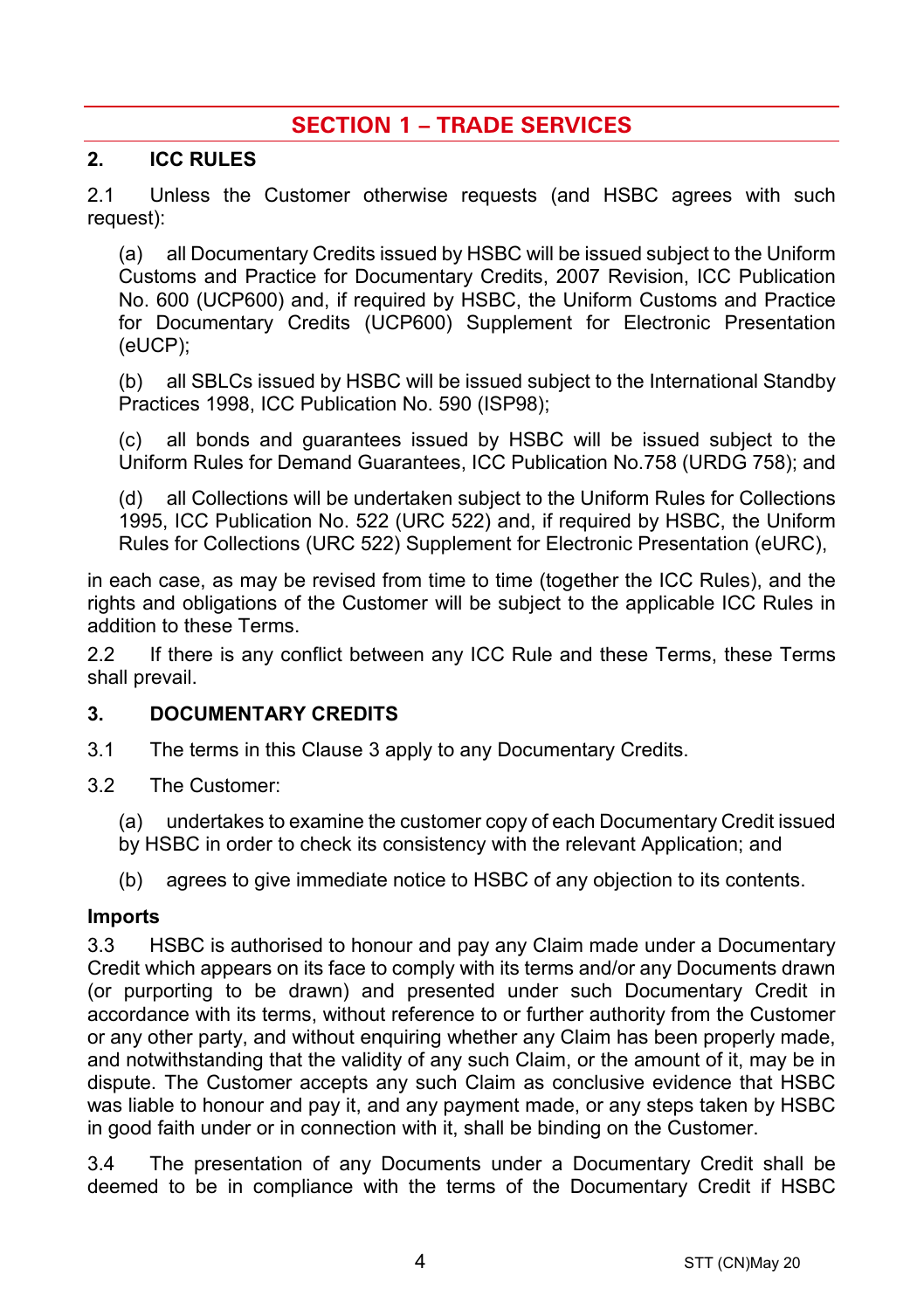# SECTION 1 – TRADE SERVICES

## 2. ICC RULES

2.1 Unless the Customer otherwise requests (and HSBC agrees with such request):

(a) all Documentary Credits issued by HSBC will be issued subject to the Uniform Customs and Practice for Documentary Credits, 2007 Revision, ICC Publication No. 600 (UCP600) and, if required by HSBC, the Uniform Customs and Practice for Documentary Credits (UCP600) Supplement for Electronic Presentation (eUCP);

(b) all SBLCs issued by HSBC will be issued subject to the International Standby Practices 1998, ICC Publication No. 590 (ISP98);

(c) all bonds and guarantees issued by HSBC will be issued subject to the Uniform Rules for Demand Guarantees, ICC Publication No.758 (URDG 758); and

(d) all Collections will be undertaken subject to the Uniform Rules for Collections 1995, ICC Publication No. 522 (URC 522) and, if required by HSBC, the Uniform Rules for Collections (URC 522) Supplement for Electronic Presentation (eURC),

in each case, as may be revised from time to time (together the ICC Rules), and the rights and obligations of the Customer will be subject to the applicable ICC Rules in addition to these Terms.

2.2 If there is any conflict between any ICC Rule and these Terms, these Terms shall prevail.

## 3. DOCUMENTARY CREDITS

3.1 The terms in this Clause 3 apply to any Documentary Credits.

3.2 The Customer:

(a) undertakes to examine the customer copy of each Documentary Credit issued by HSBC in order to check its consistency with the relevant Application; and

(b) agrees to give immediate notice to HSBC of any objection to its contents.

### Imports

3.3 HSBC is authorised to honour and pay any Claim made under a Documentary Credit which appears on its face to comply with its terms and/or any Documents drawn (or purporting to be drawn) and presented under such Documentary Credit in accordance with its terms, without reference to or further authority from the Customer or any other party, and without enquiring whether any Claim has been properly made, and notwithstanding that the validity of any such Claim, or the amount of it, may be in dispute. The Customer accepts any such Claim as conclusive evidence that HSBC was liable to honour and pay it, and any payment made, or any steps taken by HSBC in good faith under or in connection with it, shall be binding on the Customer.

3.4 The presentation of any Documents under a Documentary Credit shall be deemed to be in compliance with the terms of the Documentary Credit if HSBC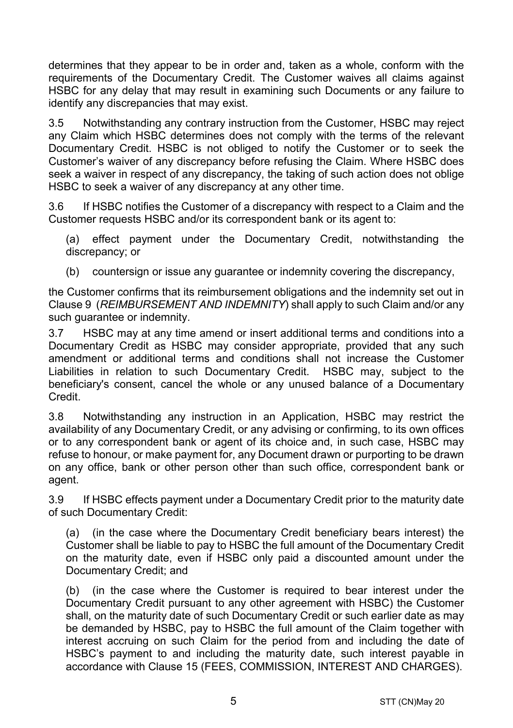determines that they appear to be in order and, taken as a whole, conform with the requirements of the Documentary Credit. The Customer waives all claims against HSBC for any delay that may result in examining such Documents or any failure to identify any discrepancies that may exist.

3.5 Notwithstanding any contrary instruction from the Customer, HSBC may reject any Claim which HSBC determines does not comply with the terms of the relevant Documentary Credit. HSBC is not obliged to notify the Customer or to seek the Customer's waiver of any discrepancy before refusing the Claim. Where HSBC does seek a waiver in respect of any discrepancy, the taking of such action does not oblige HSBC to seek a waiver of any discrepancy at any other time.

3.6 If HSBC notifies the Customer of a discrepancy with respect to a Claim and the Customer requests HSBC and/or its correspondent bank or its agent to:

(a) effect payment under the Documentary Credit, notwithstanding the discrepancy; or

(b) countersign or issue any guarantee or indemnity covering the discrepancy,

the Customer confirms that its reimbursement obligations and the indemnity set out in Clause 9 (*REIMBURSEMENT AND INDEMNITY*) shall apply to such Claim and/or any such guarantee or indemnity.

3.7 HSBC may at any time amend or insert additional terms and conditions into a Documentary Credit as HSBC may consider appropriate, provided that any such amendment or additional terms and conditions shall not increase the Customer Liabilities in relation to such Documentary Credit. HSBC may, subject to the beneficiary's consent, cancel the whole or any unused balance of a Documentary Credit.

3.8 Notwithstanding any instruction in an Application, HSBC may restrict the availability of any Documentary Credit, or any advising or confirming, to its own offices or to any correspondent bank or agent of its choice and, in such case, HSBC may refuse to honour, or make payment for, any Document drawn or purporting to be drawn on any office, bank or other person other than such office, correspondent bank or agent.

3.9 If HSBC effects payment under a Documentary Credit prior to the maturity date of such Documentary Credit:

(a) (in the case where the Documentary Credit beneficiary bears interest) the Customer shall be liable to pay to HSBC the full amount of the Documentary Credit on the maturity date, even if HSBC only paid a discounted amount under the Documentary Credit; and

(b) (in the case where the Customer is required to bear interest under the Documentary Credit pursuant to any other agreement with HSBC) the Customer shall, on the maturity date of such Documentary Credit or such earlier date as may be demanded by HSBC, pay to HSBC the full amount of the Claim together with interest accruing on such Claim for the period from and including the date of HSBC's payment to and including the maturity date, such interest payable in accordance with Clause 15 (FEES, COMMISSION, INTEREST AND CHARGES).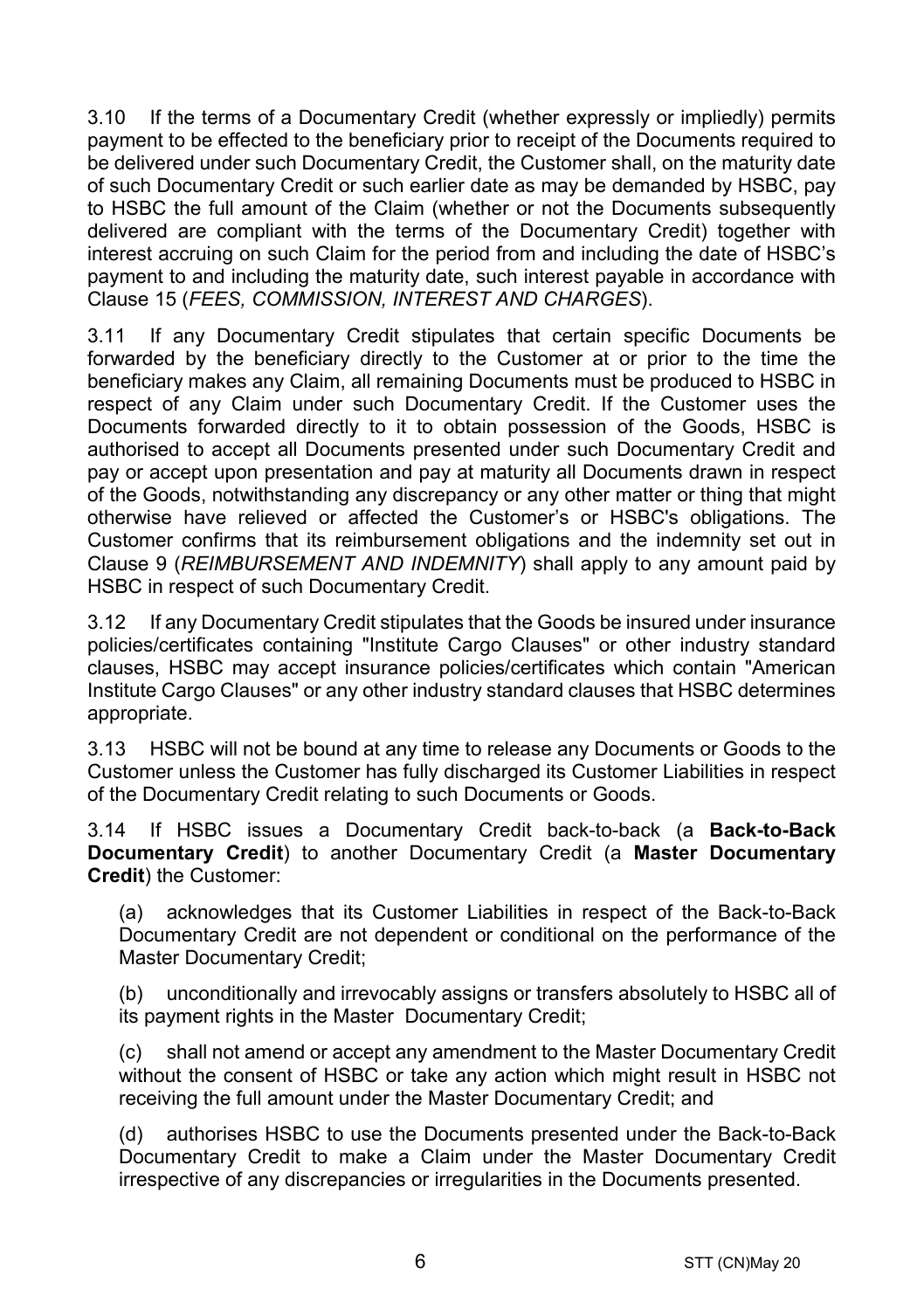3.10 If the terms of a Documentary Credit (whether expressly or impliedly) permits payment to be effected to the beneficiary prior to receipt of the Documents required to be delivered under such Documentary Credit, the Customer shall, on the maturity date of such Documentary Credit or such earlier date as may be demanded by HSBC, pay to HSBC the full amount of the Claim (whether or not the Documents subsequently delivered are compliant with the terms of the Documentary Credit) together with interest accruing on such Claim for the period from and including the date of HSBC's payment to and including the maturity date, such interest payable in accordance with Clause 15 (*FEES, COMMISSION, INTEREST AND CHARGES*).

3.11 If any Documentary Credit stipulates that certain specific Documents be forwarded by the beneficiary directly to the Customer at or prior to the time the beneficiary makes any Claim, all remaining Documents must be produced to HSBC in respect of any Claim under such Documentary Credit. If the Customer uses the Documents forwarded directly to it to obtain possession of the Goods, HSBC is authorised to accept all Documents presented under such Documentary Credit and pay or accept upon presentation and pay at maturity all Documents drawn in respect of the Goods, notwithstanding any discrepancy or any other matter or thing that might otherwise have relieved or affected the Customer's or HSBC's obligations. The Customer confirms that its reimbursement obligations and the indemnity set out in Clause 9 (*REIMBURSEMENT AND INDEMNITY*) shall apply to any amount paid by HSBC in respect of such Documentary Credit.

3.12 If any Documentary Credit stipulates that the Goods be insured under insurance policies/certificates containing "Institute Cargo Clauses" or other industry standard clauses, HSBC may accept insurance policies/certificates which contain "American Institute Cargo Clauses" or any other industry standard clauses that HSBC determines appropriate.

3.13 HSBC will not be bound at any time to release any Documents or Goods to the Customer unless the Customer has fully discharged its Customer Liabilities in respect of the Documentary Credit relating to such Documents or Goods.

3.14 If HSBC issues a Documentary Credit back-to-back (a **Back-to-Back Documentary Credit**) to another Documentary Credit (a **Master Documentary Credit**) the Customer:

(a) acknowledges that its Customer Liabilities in respect of the Back-to-Back Documentary Credit are not dependent or conditional on the performance of the Master Documentary Credit;

(b) unconditionally and irrevocably assigns or transfers absolutely to HSBC all of its payment rights in the Master Documentary Credit;

(c) shall not amend or accept any amendment to the Master Documentary Credit without the consent of HSBC or take any action which might result in HSBC not receiving the full amount under the Master Documentary Credit; and

(d) authorises HSBC to use the Documents presented under the Back-to-Back Documentary Credit to make a Claim under the Master Documentary Credit irrespective of any discrepancies or irregularities in the Documents presented.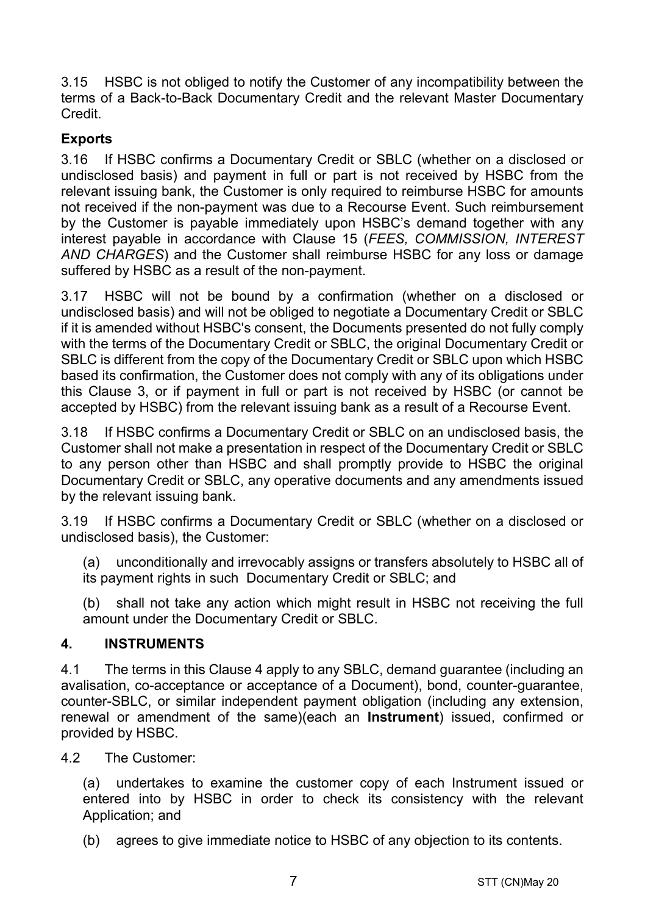3.15 HSBC is not obliged to notify the Customer of any incompatibility between the terms of a Back-to-Back Documentary Credit and the relevant Master Documentary Credit.

**Exports**

3.16 If HSBC confirms a Documentary Credit or SBLC (whether on a disclosed or undisclosed basis) and payment in full or part is not received by HSBC from the relevant issuing bank, the Customer is only required to reimburse HSBC for amounts not received if the non-payment was due to a Recourse Event. Such reimbursement by the Customer is payable immediately upon HSBC's demand together with any interest payable in accordance with Clause 15 (*FEES, COMMISSION, INTEREST AND CHARGES*) and the Customer shall reimburse HSBC for any loss or damage suffered by HSBC as a result of the non-payment.

3.17 HSBC will not be bound by a confirmation (whether on a disclosed or undisclosed basis) and will not be obliged to negotiate a Documentary Credit or SBLC if it is amended without HSBC's consent, the Documents presented do not fully comply with the terms of the Documentary Credit or SBLC, the original Documentary Credit or SBLC is different from the copy of the Documentary Credit or SBLC upon which HSBC based its confirmation, the Customer does not comply with any of its obligations under this Clause 3, or if payment in full or part is not received by HSBC (or cannot be accepted by HSBC) from the relevant issuing bank as a result of a Recourse Event.

3.18 If HSBC confirms a Documentary Credit or SBLC on an undisclosed basis, the Customer shall not make a presentation in respect of the Documentary Credit or SBLC to any person other than HSBC and shall promptly provide to HSBC the original Documentary Credit or SBLC, any operative documents and any amendments issued by the relevant issuing bank.

3.19 If HSBC confirms a Documentary Credit or SBLC (whether on a disclosed or undisclosed basis), the Customer:

(a) unconditionally and irrevocably assigns or transfers absolutely to HSBC all of its payment rights in such Documentary Credit or SBLC; and

(b) shall not take any action which might result in HSBC not receiving the full amount under the Documentary Credit or SBLC.

## 4. INSTRUMENTS

4.1 The terms in this Clause 4 apply to any SBLC, demand guarantee (including an avalisation, co-acceptance or acceptance of a Document), bond, counter-guarantee, counter-SBLC, or similar independent payment obligation (including any extension, renewal or amendment of the same)(each an **Instrument**) issued, confirmed or provided by HSBC.

4.2 The Customer:

(a) undertakes to examine the customer copy of each Instrument issued or entered into by HSBC in order to check its consistency with the relevant Application; and

(b) agrees to give immediate notice to HSBC of any objection to its contents.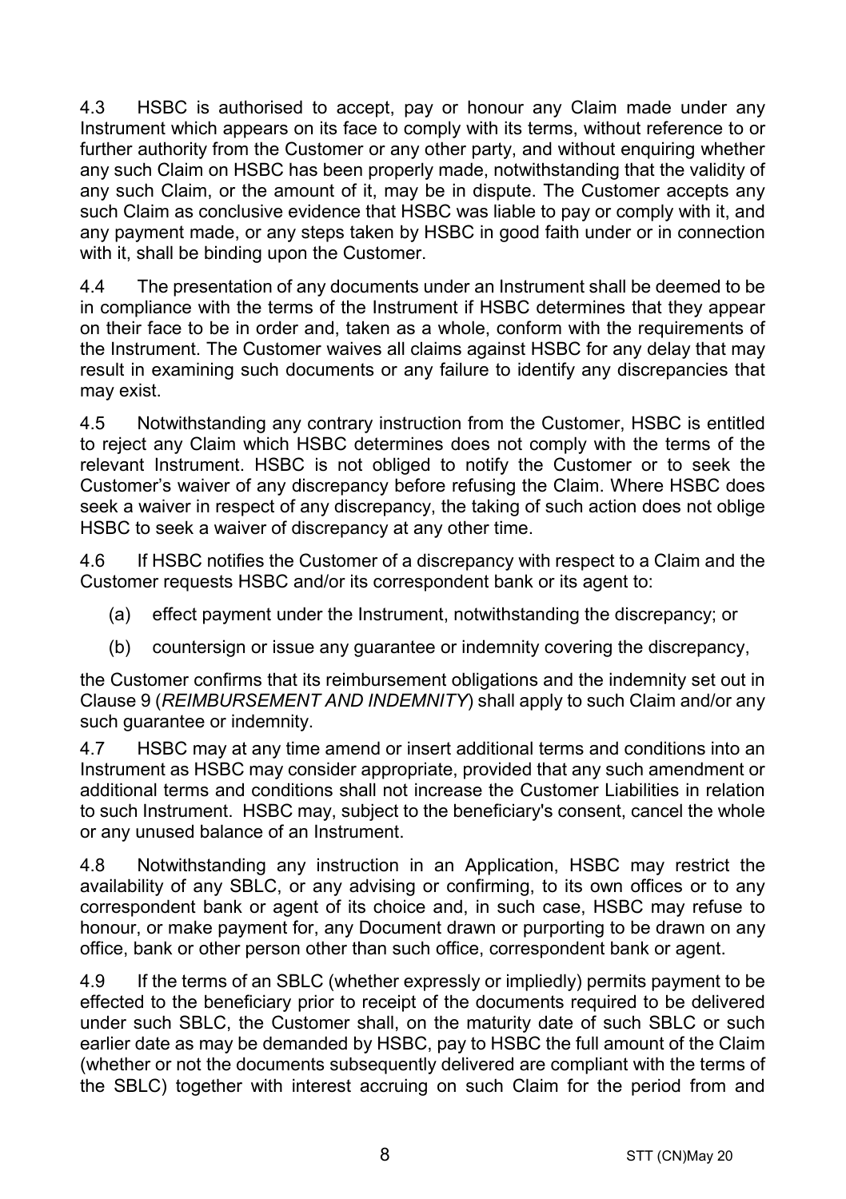4.3 HSBC is authorised to accept, pay or honour any Claim made under any Instrument which appears on its face to comply with its terms, without reference to or further authority from the Customer or any other party, and without enquiring whether any such Claim on HSBC has been properly made, notwithstanding that the validity of any such Claim, or the amount of it, may be in dispute. The Customer accepts any such Claim as conclusive evidence that HSBC was liable to pay or comply with it, and any payment made, or any steps taken by HSBC in good faith under or in connection with it, shall be binding upon the Customer.

4.4 The presentation of any documents under an Instrument shall be deemed to be in compliance with the terms of the Instrument if HSBC determines that they appear on their face to be in order and, taken as a whole, conform with the requirements of the Instrument. The Customer waives all claims against HSBC for any delay that may result in examining such documents or any failure to identify any discrepancies that may exist.

4.5 Notwithstanding any contrary instruction from the Customer, HSBC is entitled to reject any Claim which HSBC determines does not comply with the terms of the relevant Instrument. HSBC is not obliged to notify the Customer or to seek the Customer's waiver of any discrepancy before refusing the Claim. Where HSBC does seek a waiver in respect of any discrepancy, the taking of such action does not oblige HSBC to seek a waiver of discrepancy at any other time.

4.6 If HSBC notifies the Customer of a discrepancy with respect to a Claim and the Customer requests HSBC and/or its correspondent bank or its agent to:

(a) effect payment under the Instrument, notwithstanding the discrepancy; or

(b) countersign or issue any guarantee or indemnity covering the discrepancy,

the Customer confirms that its reimbursement obligations and the indemnity set out in Clause 9 (*REIMBURSEMENT AND INDEMNITY*) shall apply to such Claim and/or any such guarantee or indemnity.

4.7 HSBC may at any time amend or insert additional terms and conditions into an Instrument as HSBC may consider appropriate, provided that any such amendment or additional terms and conditions shall not increase the Customer Liabilities in relation to such Instrument. HSBC may, subject to the beneficiary's consent, cancel the whole or any unused balance of an Instrument.

4.8 Notwithstanding any instruction in an Application, HSBC may restrict the availability of any SBLC, or any advising or confirming, to its own offices or to any correspondent bank or agent of its choice and, in such case, HSBC may refuse to honour, or make payment for, any Document drawn or purporting to be drawn on any office, bank or other person other than such office, correspondent bank or agent.

4.9 If the terms of an SBLC (whether expressly or impliedly) permits payment to be effected to the beneficiary prior to receipt of the documents required to be delivered under such SBLC, the Customer shall, on the maturity date of such SBLC or such earlier date as may be demanded by HSBC, pay to HSBC the full amount of the Claim (whether or not the documents subsequently delivered are compliant with the terms of the SBLC) together with interest accruing on such Claim for the period from and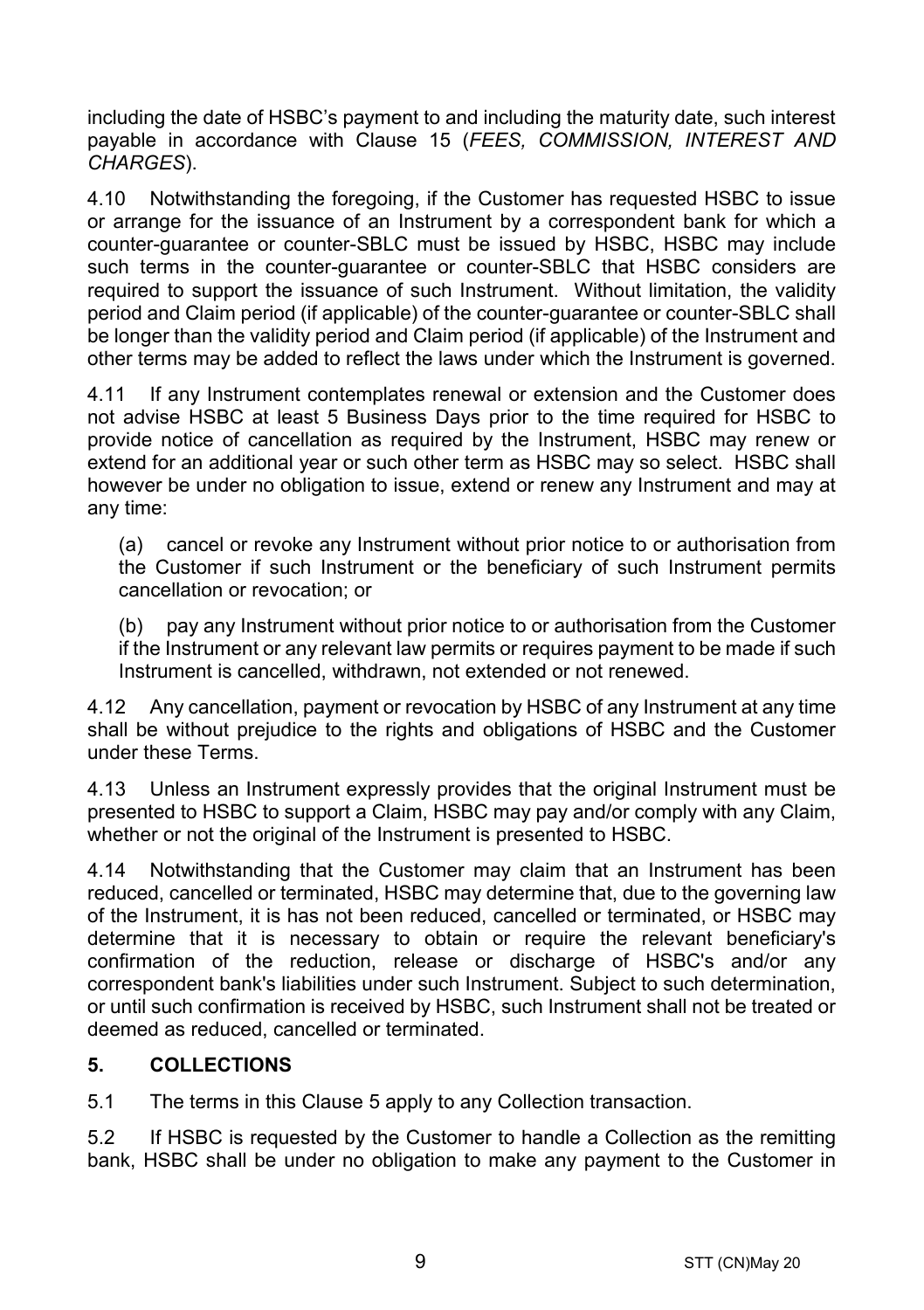including the date of HSBC's payment to and including the maturity date, such interest payable in accordance with Clause 15 (*FEES, COMMISSION, INTEREST AND CHARGES*).

4.10 Notwithstanding the foregoing, if the Customer has requested HSBC to issue or arrange for the issuance of an Instrument by a correspondent bank for which a counter-guarantee or counter-SBLC must be issued by HSBC, HSBC may include such terms in the counter-guarantee or counter-SBLC that HSBC considers are required to support the issuance of such Instrument. Without limitation, the validity period and Claim period (if applicable) of the counter-guarantee or counter-SBLC shall be longer than the validity period and Claim period (if applicable) of the Instrument and other terms may be added to reflect the laws under which the Instrument is governed.

4.11 If any Instrument contemplates renewal or extension and the Customer does not advise HSBC at least 5 Business Days prior to the time required for HSBC to provide notice of cancellation as required by the Instrument, HSBC may renew or extend for an additional year or such other term as HSBC may so select. HSBC shall however be under no obligation to issue, extend or renew any Instrument and may at any time:

(a) cancel or revoke any Instrument without prior notice to or authorisation from the Customer if such Instrument or the beneficiary of such Instrument permits cancellation or revocation; or

(b) pay any Instrument without prior notice to or authorisation from the Customer if the Instrument or any relevant law permits or requires payment to be made if such Instrument is cancelled, withdrawn, not extended or not renewed.

4.12 Any cancellation, payment or revocation by HSBC of any Instrument at any time shall be without prejudice to the rights and obligations of HSBC and the Customer under these Terms.

4.13 Unless an Instrument expressly provides that the original Instrument must be presented to HSBC to support a Claim, HSBC may pay and/or comply with any Claim, whether or not the original of the Instrument is presented to HSBC.

4.14 Notwithstanding that the Customer may claim that an Instrument has been reduced, cancelled or terminated, HSBC may determine that, due to the governing law of the Instrument, it is has not been reduced, cancelled or terminated, or HSBC may determine that it is necessary to obtain or require the relevant beneficiary's confirmation of the reduction, release or discharge of HSBC's and/or any correspondent bank's liabilities under such Instrument. Subject to such determination, or until such confirmation is received by HSBC, such Instrument shall not be treated or deemed as reduced, cancelled or terminated.

## 5. COLLECTIONS

5.1 The terms in this Clause 5 apply to any Collection transaction.

5.2 If HSBC is requested by the Customer to handle a Collection as the remitting bank, HSBC shall be under no obligation to make any payment to the Customer in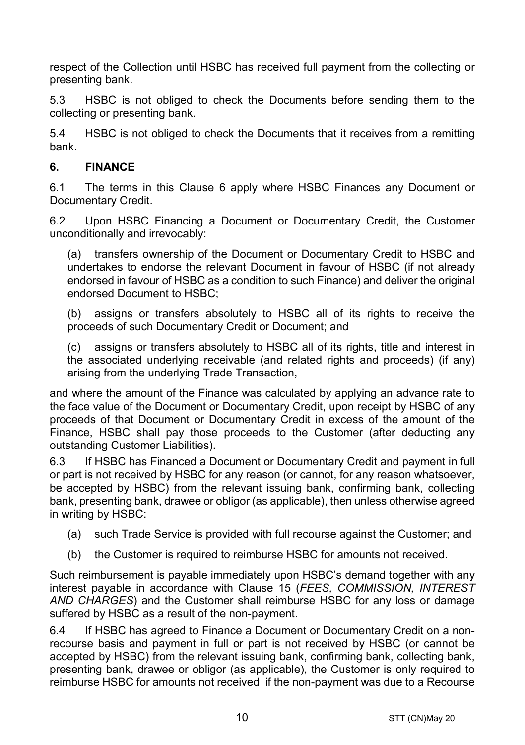respect of the Collection until HSBC has received full payment from the collecting or presenting bank.

5.3 HSBC is not obliged to check the Documents before sending them to the collecting or presenting bank.

5.4 HSBC is not obliged to check the Documents that it receives from a remitting bank.

## 6. FINANCE

6.1 The terms in this Clause 6 apply where HSBC Finances any Document or Documentary Credit.

6.2 Upon HSBC Financing a Document or Documentary Credit, the Customer unconditionally and irrevocably:

(a) transfers ownership of the Document or Documentary Credit to HSBC and undertakes to endorse the relevant Document in favour of HSBC (if not already endorsed in favour of HSBC as a condition to such Finance) and deliver the original endorsed Document to HSBC;

(b) assigns or transfers absolutely to HSBC all of its rights to receive the proceeds of such Documentary Credit or Document; and

(c) assigns or transfers absolutely to HSBC all of its rights, title and interest in the associated underlying receivable (and related rights and proceeds) (if any) arising from the underlying Trade Transaction,

and where the amount of the Finance was calculated by applying an advance rate to the face value of the Document or Documentary Credit, upon receipt by HSBC of any proceeds of that Document or Documentary Credit in excess of the amount of the Finance, HSBC shall pay those proceeds to the Customer (after deducting any outstanding Customer Liabilities).

6.3 If HSBC has Financed a Document or Documentary Credit and payment in full or part is not received by HSBC for any reason (or cannot, for any reason whatsoever, be accepted by HSBC) from the relevant issuing bank, confirming bank, collecting bank, presenting bank, drawee or obligor (as applicable), then unless otherwise agreed in writing by HSBC:

(a) such Trade Service is provided with full recourse against the Customer; and

(b) the Customer is required to reimburse HSBC for amounts not received.

Such reimbursement is payable immediately upon HSBC's demand together with any interest payable in accordance with Clause 15 (*FEES, COMMISSION, INTEREST AND CHARGES*) and the Customer shall reimburse HSBC for any loss or damage suffered by HSBC as a result of the non-payment.

6.4 If HSBC has agreed to Finance a Document or Documentary Credit on a non-recourse basis and payment in full or part is not received by HSBC (or cannot be accepted by HSBC) from the relevant issuing bank, confirming bank, collecting bank, presenting bank, drawee or obligor (as applicable), the Customer is only required to reimburse HSBC for amounts not received if the non-payment was due to a Recourse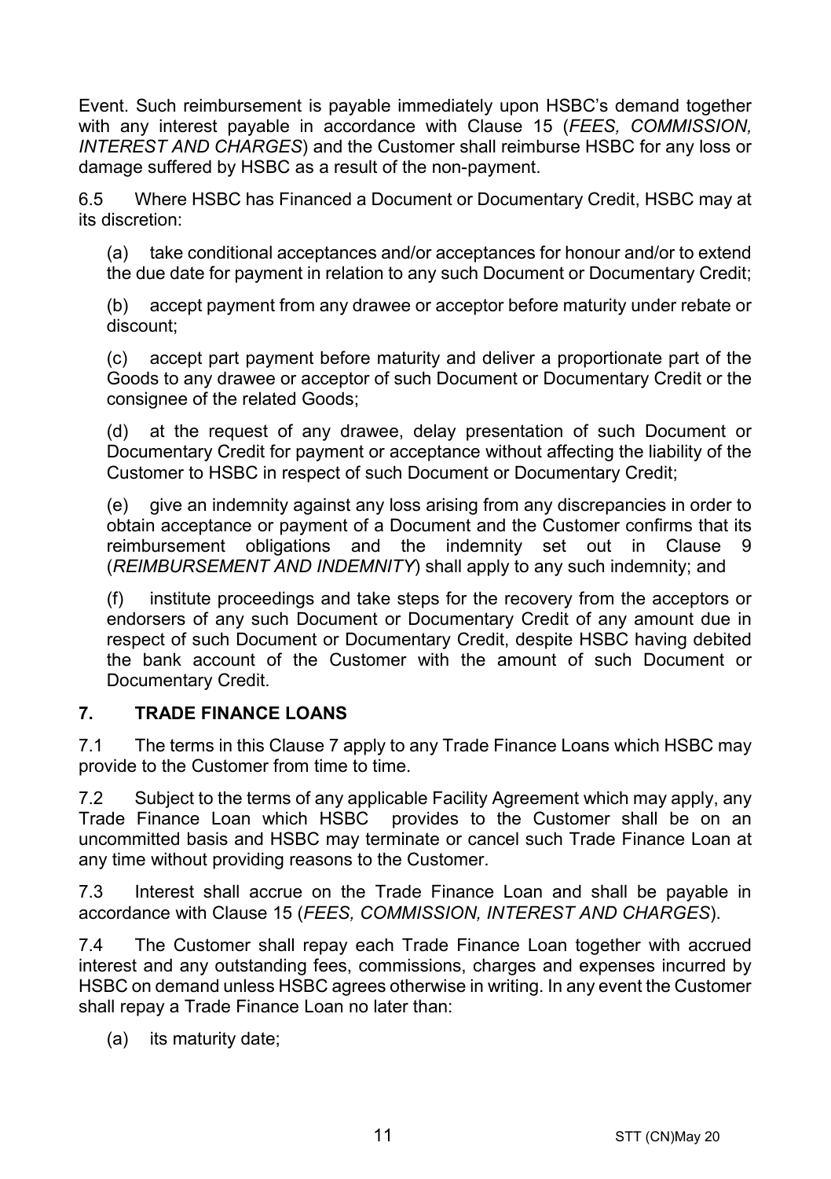Event. Such reimbursement is payable immediately upon HSBC's demand together with any interest payable in accordance with Clause 15 (*FEES, COMMISSION, INTEREST AND CHARGES*) and the Customer shall reimburse HSBC for any loss or damage suffered by HSBC as a result of the non-payment.

6.5 Where HSBC has Financed a Document or Documentary Credit, HSBC may at its discretion:

(a) take conditional acceptances and/or acceptances for honour and/or to extend the due date for payment in relation to any such Document or Documentary Credit;

(b) accept payment from any drawee or acceptor before maturity under rebate or discount;

(c) accept part payment before maturity and deliver a proportionate part of the Goods to any drawee or acceptor of such Document or Documentary Credit or the consignee of the related Goods;

(d) at the request of any drawee, delay presentation of such Document or Documentary Credit for payment or acceptance without affecting the liability of the Customer to HSBC in respect of such Document or Documentary Credit;

(e) give an indemnity against any loss arising from any discrepancies in order to obtain acceptance or payment of a Document and the Customer confirms that its reimbursement obligations and the indemnity set out in Clause 9 (*REIMBURSEMENT AND INDEMNITY*) shall apply to any such indemnity; and

(f) institute proceedings and take steps for the recovery from the acceptors or endorsers of any such Document or Documentary Credit of any amount due in respect of such Document or Documentary Credit, despite HSBC having debited the bank account of the Customer with the amount of such Document or Documentary Credit.

## 7. TRADE FINANCE LOANS

7.1 The terms in this Clause 7 apply to any Trade Finance Loans which HSBC may provide to the Customer from time to time.

7.2 Subject to the terms of any applicable Facility Agreement which may apply, any Trade Finance Loan which HSBC provides to the Customer shall be on an uncommitted basis and HSBC may terminate or cancel such Trade Finance Loan at any time without providing reasons to the Customer.

7.3 Interest shall accrue on the Trade Finance Loan and shall be payable in accordance with Clause 15 (*FEES, COMMISSION, INTEREST AND CHARGES*).

7.4 The Customer shall repay each Trade Finance Loan together with accrued interest and any outstanding fees, commissions, charges and expenses incurred by HSBC on demand unless HSBC agrees otherwise in writing. In any event the Customer shall repay a Trade Finance Loan no later than:

(a) its maturity date;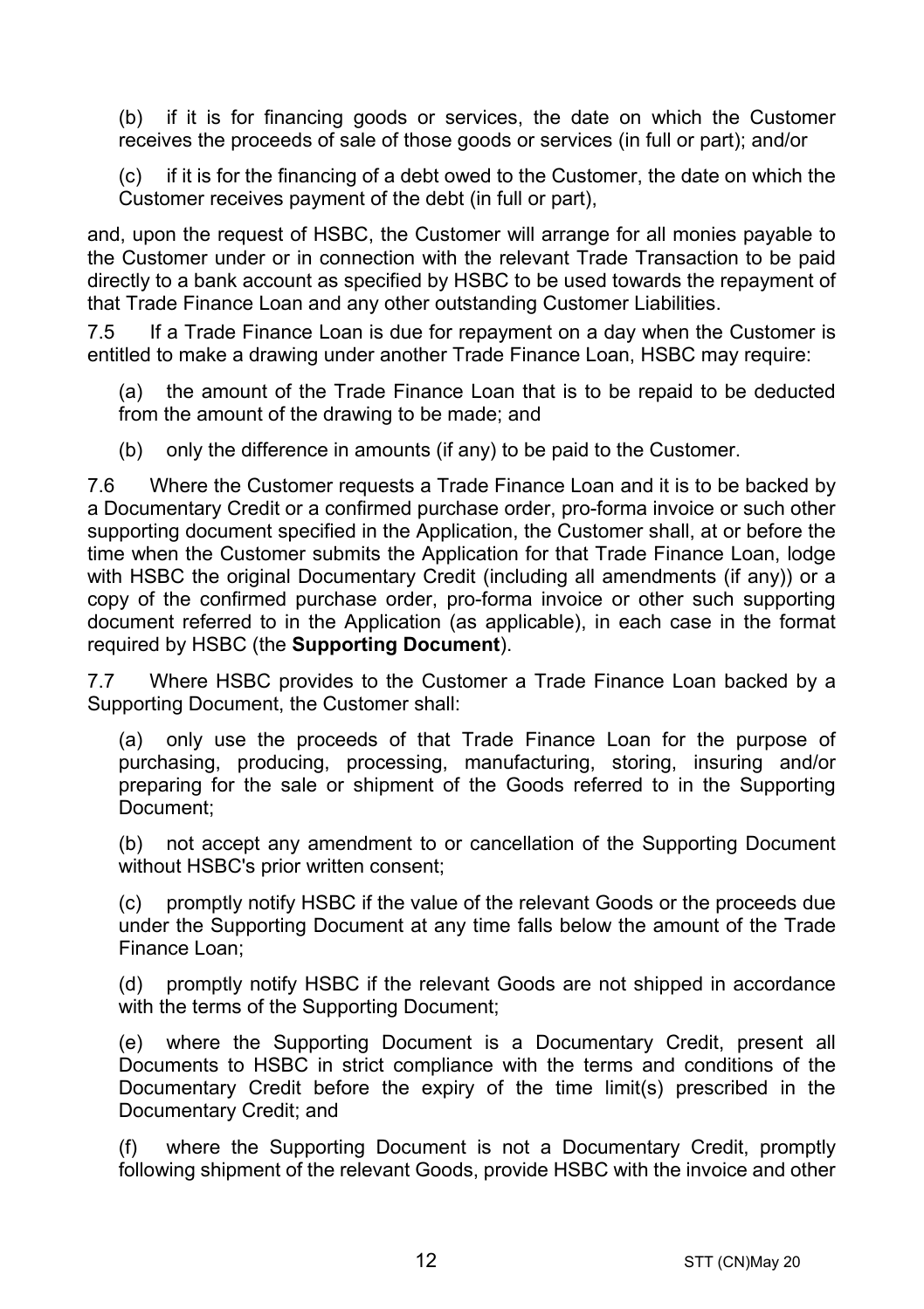(b) if it is for financing goods or services, the date on which the Customer receives the proceeds of sale of those goods or services (in full or part); and/or

(c) if it is for the financing of a debt owed to the Customer, the date on which the Customer receives payment of the debt (in full or part),

and, upon the request of HSBC, the Customer will arrange for all monies payable to the Customer under or in connection with the relevant Trade Transaction to be paid directly to a bank account as specified by HSBC to be used towards the repayment of that Trade Finance Loan and any other outstanding Customer Liabilities.

7.5 If a Trade Finance Loan is due for repayment on a day when the Customer is entitled to make a drawing under another Trade Finance Loan, HSBC may require:

(a) the amount of the Trade Finance Loan that is to be repaid to be deducted from the amount of the drawing to be made; and

(b) only the difference in amounts (if any) to be paid to the Customer.

7.6 Where the Customer requests a Trade Finance Loan and it is to be backed by a Documentary Credit or a confirmed purchase order, pro-forma invoice or such other supporting document specified in the Application, the Customer shall, at or before the time when the Customer submits the Application for that Trade Finance Loan, lodge with HSBC the original Documentary Credit (including all amendments (if any)) or a copy of the confirmed purchase order, pro-forma invoice or other such supporting document referred to in the Application (as applicable), in each case in the format required by HSBC (the **Supporting Document**).

7.7 Where HSBC provides to the Customer a Trade Finance Loan backed by a Supporting Document, the Customer shall:

(a) only use the proceeds of that Trade Finance Loan for the purpose of purchasing, producing, processing, manufacturing, storing, insuring and/or preparing for the sale or shipment of the Goods referred to in the Supporting Document;

(b) not accept any amendment to or cancellation of the Supporting Document without HSBC's prior written consent;

(c) promptly notify HSBC if the value of the relevant Goods or the proceeds due under the Supporting Document at any time falls below the amount of the Trade Finance Loan;

(d) promptly notify HSBC if the relevant Goods are not shipped in accordance with the terms of the Supporting Document;

(e) where the Supporting Document is a Documentary Credit, present all Documents to HSBC in strict compliance with the terms and conditions of the Documentary Credit before the expiry of the time limit(s) prescribed in the Documentary Credit; and

(f) where the Supporting Document is not a Documentary Credit, promptly following shipment of the relevant Goods, provide HSBC with the invoice and other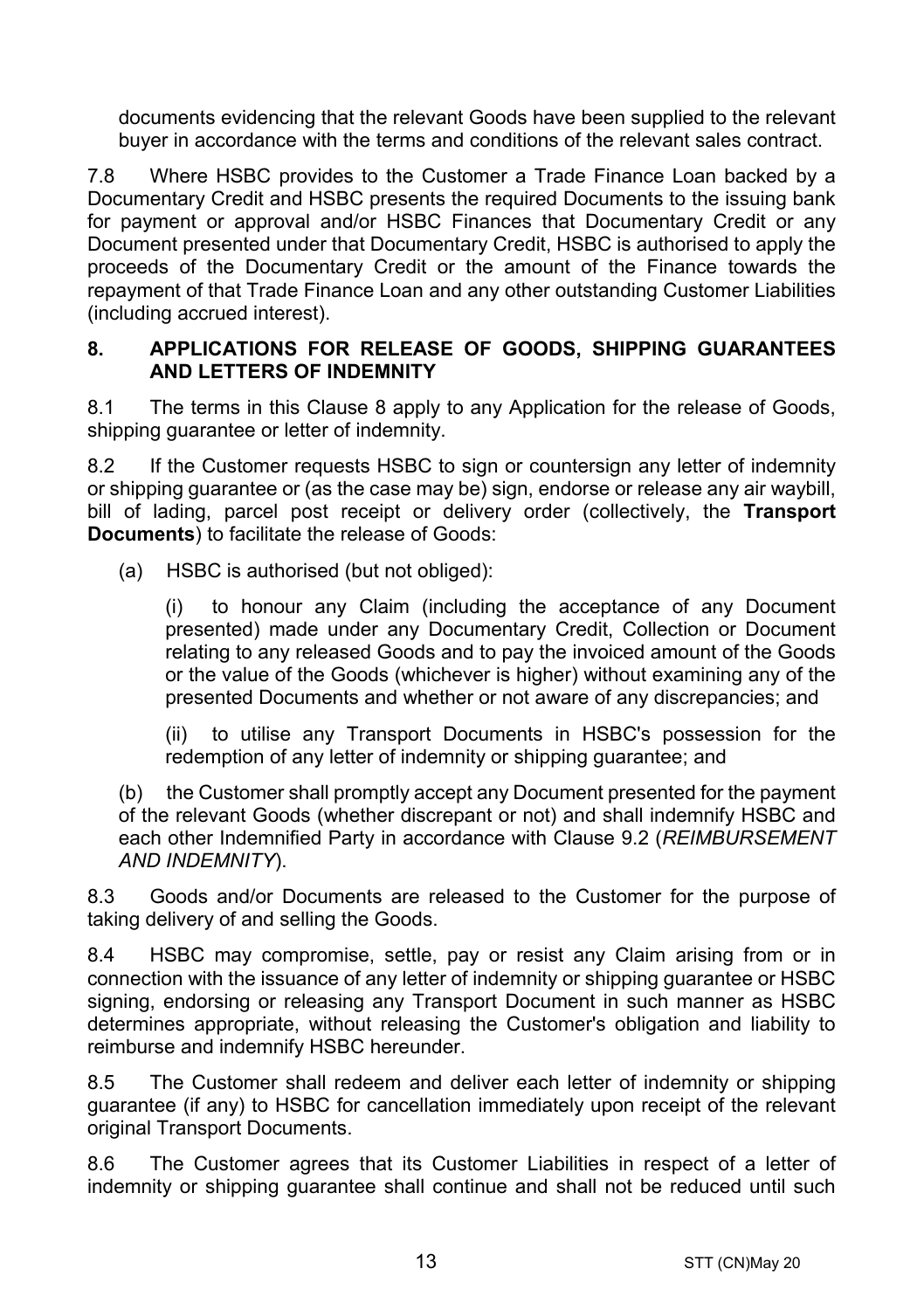documents evidencing that the relevant Goods have been supplied to the relevant buyer in accordance with the terms and conditions of the relevant sales contract.

7.8 Where HSBC provides to the Customer a Trade Finance Loan backed by a Documentary Credit and HSBC presents the required Documents to the issuing bank for payment or approval and/or HSBC Finances that Documentary Credit or any Document presented under that Documentary Credit, HSBC is authorised to apply the proceeds of the Documentary Credit or the amount of the Finance towards the repayment of that Trade Finance Loan and any other outstanding Customer Liabilities (including accrued interest).

## 8. APPLICATIONS FOR RELEASE OF GOODS, SHIPPING GUARANTEES AND LETTERS OF INDEMNITY

8.1 The terms in this Clause 8 apply to any Application for the release of Goods, shipping guarantee or letter of indemnity.

8.2 If the Customer requests HSBC to sign or countersign any letter of indemnity or shipping guarantee or (as the case may be) sign, endorse or release any air waybill, bill of lading, parcel post receipt or delivery order (collectively, the **Transport Documents**) to facilitate the release of Goods:

(a) HSBC is authorised (but not obliged):

(i) to honour any Claim (including the acceptance of any Document presented) made under any Documentary Credit, Collection or Document relating to any released Goods and to pay the invoiced amount of the Goods or the value of the Goods (whichever is higher) without examining any of the presented Documents and whether or not aware of any discrepancies; and

(ii) to utilise any Transport Documents in HSBC's possession for the redemption of any letter of indemnity or shipping guarantee; and

(b) the Customer shall promptly accept any Document presented for the payment of the relevant Goods (whether discrepant or not) and shall indemnify HSBC and each other Indemnified Party in accordance with Clause 9.2 (*REIMBURSEMENT AND INDEMNITY*).

8.3 Goods and/or Documents are released to the Customer for the purpose of taking delivery of and selling the Goods.

8.4 HSBC may compromise, settle, pay or resist any Claim arising from or in connection with the issuance of any letter of indemnity or shipping guarantee or HSBC signing, endorsing or releasing any Transport Document in such manner as HSBC determines appropriate, without releasing the Customer's obligation and liability to reimburse and indemnify HSBC hereunder.

8.5 The Customer shall redeem and deliver each letter of indemnity or shipping guarantee (if any) to HSBC for cancellation immediately upon receipt of the relevant original Transport Documents.

8.6 The Customer agrees that its Customer Liabilities in respect of a letter of indemnity or shipping guarantee shall continue and shall not be reduced until such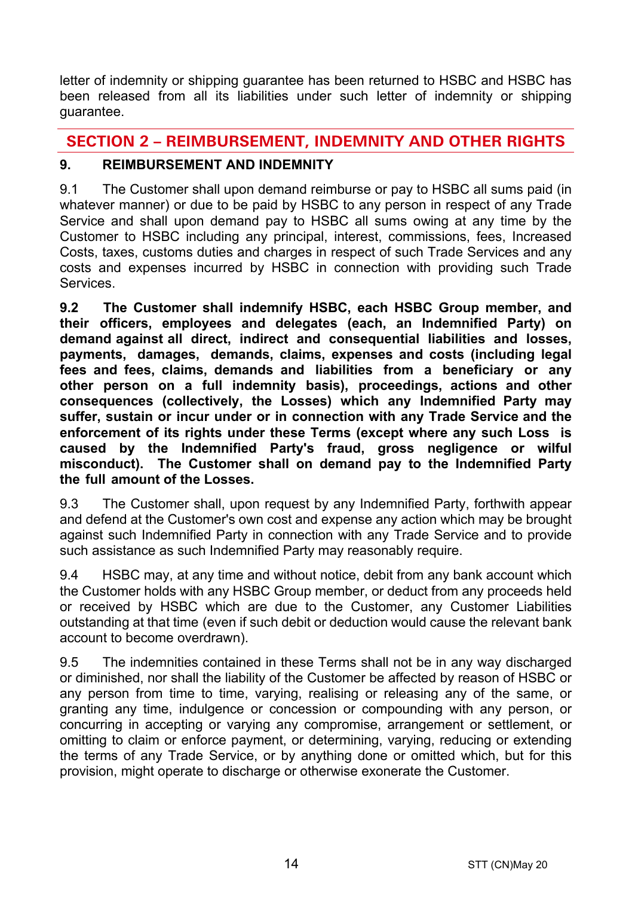letter of indemnity or shipping guarantee has been returned to HSBC and HSBC has been released from all its liabilities under such letter of indemnity or shipping guarantee.

## SECTION 2 – REIMBURSEMENT, INDEMNITY AND OTHER RIGHTS

### 9. REIMBURSEMENT AND INDEMNITY

9.1 The Customer shall upon demand reimburse or pay to HSBC all sums paid (in whatever manner) or due to be paid by HSBC to any person in respect of any Trade Service and shall upon demand pay to HSBC all sums owing at any time by the Customer to HSBC including any principal, interest, commissions, fees, Increased Costs, taxes, customs duties and charges in respect of such Trade Services and any costs and expenses incurred by HSBC in connection with providing such Trade Services.

**9.2 The Customer shall indemnify HSBC, each HSBC Group member, and their officers, employees and delegates (each, an Indemnified Party) on demand against all direct, indirect and consequential liabilities and losses, payments, damages, demands, claims, expenses and costs (including legal fees and fees, claims, demands and liabilities from a beneficiary or any other person on a full indemnity basis), proceedings, actions and other consequences (collectively, the Losses) which any Indemnified Party may suffer, sustain or incur under or in connection with any Trade Service and the enforcement of its rights under these Terms (except where any such Loss is caused by the Indemnified Party's fraud, gross negligence or wilful misconduct). The Customer shall on demand pay to the Indemnified Party the full amount of the Losses.**

9.3 The Customer shall, upon request by any Indemnified Party, forthwith appear and defend at the Customer's own cost and expense any action which may be brought against such Indemnified Party in connection with any Trade Service and to provide such assistance as such Indemnified Party may reasonably require.

9.4 HSBC may, at any time and without notice, debit from any bank account which the Customer holds with any HSBC Group member, or deduct from any proceeds held or received by HSBC which are due to the Customer, any Customer Liabilities outstanding at that time (even if such debit or deduction would cause the relevant bank account to become overdrawn).

9.5 The indemnities contained in these Terms shall not be in any way discharged or diminished, nor shall the liability of the Customer be affected by reason of HSBC or any person from time to time, varying, realising or releasing any of the same, or granting any time, indulgence or concession or compounding with any person, or concurring in accepting or varying any compromise, arrangement or settlement, or omitting to claim or enforce payment, or determining, varying, reducing or extending the terms of any Trade Service, or by anything done or omitted which, but for this provision, might operate to discharge or otherwise exonerate the Customer.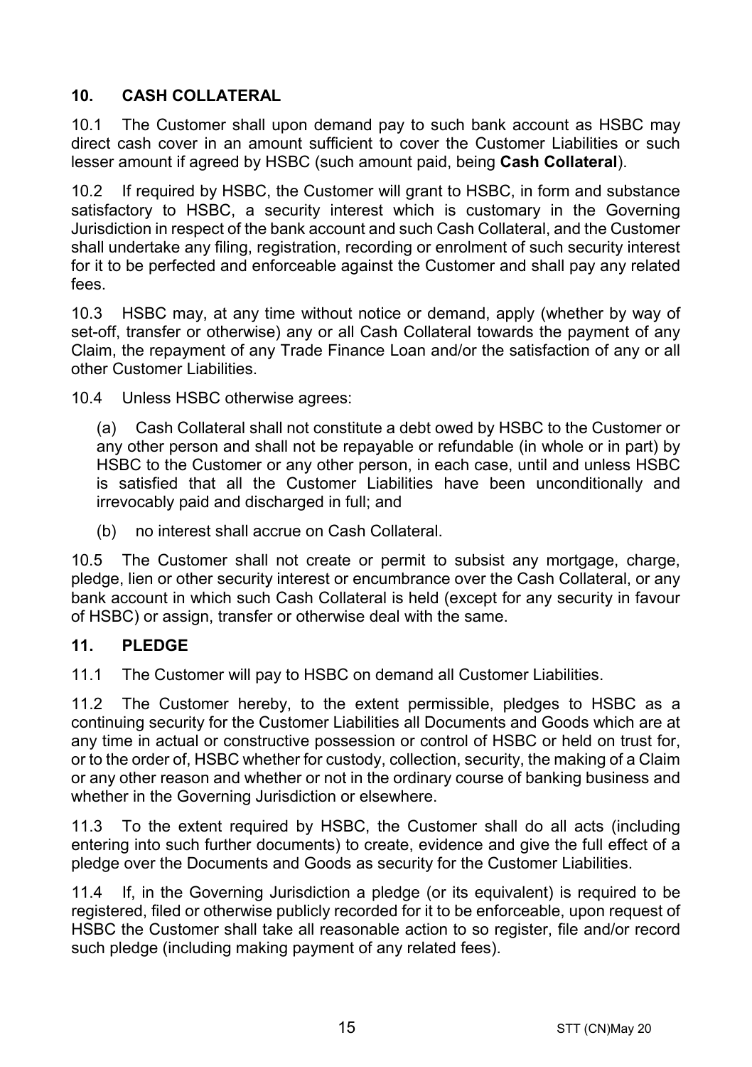## 10. CASH COLLATERAL

10.1 The Customer shall upon demand pay to such bank account as HSBC may direct cash cover in an amount sufficient to cover the Customer Liabilities or such lesser amount if agreed by HSBC (such amount paid, being **Cash Collateral**).

10.2 If required by HSBC, the Customer will grant to HSBC, in form and substance satisfactory to HSBC, a security interest which is customary in the Governing Jurisdiction in respect of the bank account and such Cash Collateral, and the Customer shall undertake any filing, registration, recording or enrolment of such security interest for it to be perfected and enforceable against the Customer and shall pay any related fees.

10.3 HSBC may, at any time without notice or demand, apply (whether by way of set-off, transfer or otherwise) any or all Cash Collateral towards the payment of any Claim, the repayment of any Trade Finance Loan and/or the satisfaction of any or all other Customer Liabilities.

10.4 Unless HSBC otherwise agrees:

(a) Cash Collateral shall not constitute a debt owed by HSBC to the Customer or any other person and shall not be repayable or refundable (in whole or in part) by HSBC to the Customer or any other person, in each case, until and unless HSBC is satisfied that all the Customer Liabilities have been unconditionally and irrevocably paid and discharged in full; and

(b) no interest shall accrue on Cash Collateral.

10.5 The Customer shall not create or permit to subsist any mortgage, charge, pledge, lien or other security interest or encumbrance over the Cash Collateral, or any bank account in which such Cash Collateral is held (except for any security in favour of HSBC) or assign, transfer or otherwise deal with the same.

## 11. PLEDGE

11.1 The Customer will pay to HSBC on demand all Customer Liabilities.

11.2 The Customer hereby, to the extent permissible, pledges to HSBC as a continuing security for the Customer Liabilities all Documents and Goods which are at any time in actual or constructive possession or control of HSBC or held on trust for, or to the order of, HSBC whether for custody, collection, security, the making of a Claim or any other reason and whether or not in the ordinary course of banking business and whether in the Governing Jurisdiction or elsewhere.

11.3 To the extent required by HSBC, the Customer shall do all acts (including entering into such further documents) to create, evidence and give the full effect of a pledge over the Documents and Goods as security for the Customer Liabilities.

11.4 If, in the Governing Jurisdiction a pledge (or its equivalent) is required to be registered, filed or otherwise publicly recorded for it to be enforceable, upon request of HSBC the Customer shall take all reasonable action to so register, file and/or record such pledge (including making payment of any related fees).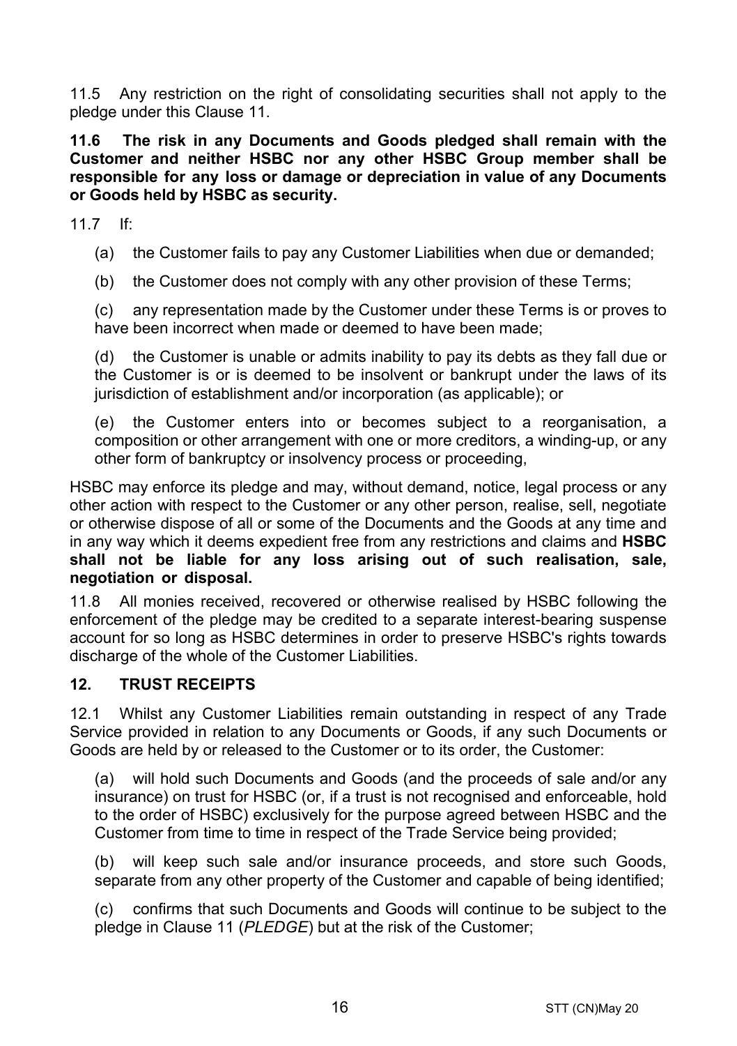11.5 Any restriction on the right of consolidating securities shall not apply to the pledge under this Clause 11.

**11.6 The risk in any Documents and Goods pledged shall remain with the Customer and neither HSBC nor any other HSBC Group member shall be responsible for any loss or damage or depreciation in value of any Documents or Goods held by HSBC as security.**

11.7 If:

(a) the Customer fails to pay any Customer Liabilities when due or demanded;

(b) the Customer does not comply with any other provision of these Terms;

(c) any representation made by the Customer under these Terms is or proves to have been incorrect when made or deemed to have been made;

(d) the Customer is unable or admits inability to pay its debts as they fall due or the Customer is or is deemed to be insolvent or bankrupt under the laws of its jurisdiction of establishment and/or incorporation (as applicable); or

(e) the Customer enters into or becomes subject to a reorganisation, a composition or other arrangement with one or more creditors, a winding-up, or any other form of bankruptcy or insolvency process or proceeding,

HSBC may enforce its pledge and may, without demand, notice, legal process or any other action with respect to the Customer or any other person, realise, sell, negotiate or otherwise dispose of all or some of the Documents and the Goods at any time and in any way which it deems expedient free from any restrictions and claims and **HSBC shall not be liable for any loss arising out of such realisation, sale, negotiation or disposal.**

11.8 All monies received, recovered or otherwise realised by HSBC following the enforcement of the pledge may be credited to a separate interest-bearing suspense account for so long as HSBC determines in order to preserve HSBC's rights towards discharge of the whole of the Customer Liabilities.

## 12. TRUST RECEIPTS

12.1 Whilst any Customer Liabilities remain outstanding in respect of any Trade Service provided in relation to any Documents or Goods, if any such Documents or Goods are held by or released to the Customer or to its order, the Customer:

(a) will hold such Documents and Goods (and the proceeds of sale and/or any insurance) on trust for HSBC (or, if a trust is not recognised and enforceable, hold to the order of HSBC) exclusively for the purpose agreed between HSBC and the Customer from time to time in respect of the Trade Service being provided;

(b) will keep such sale and/or insurance proceeds, and store such Goods, separate from any other property of the Customer and capable of being identified;

(c) confirms that such Documents and Goods will continue to be subject to the pledge in Clause 11 (*PLEDGE*) but at the risk of the Customer;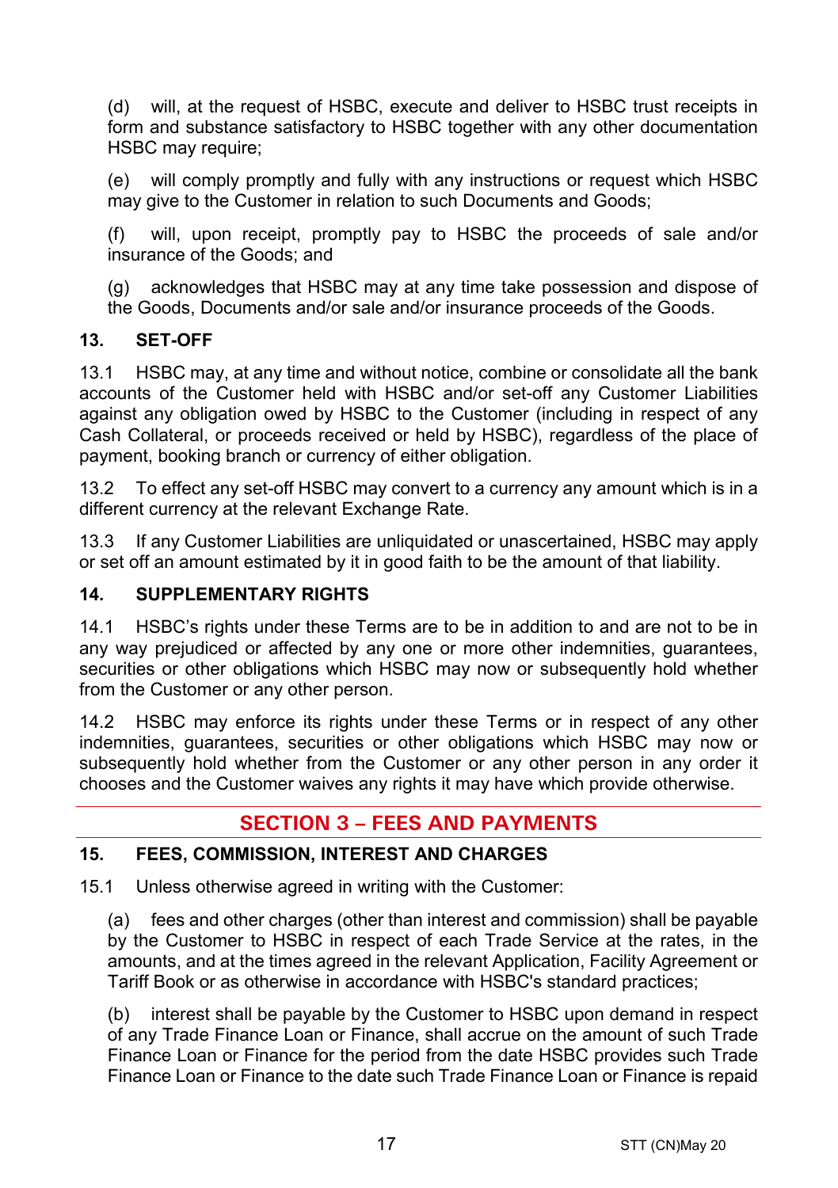(d) will, at the request of HSBC, execute and deliver to HSBC trust receipts in form and substance satisfactory to HSBC together with any other documentation HSBC may require;

(e) will comply promptly and fully with any instructions or request which HSBC may give to the Customer in relation to such Documents and Goods;

(f) will, upon receipt, promptly pay to HSBC the proceeds of sale and/or insurance of the Goods; and

(g) acknowledges that HSBC may at any time take possession and dispose of the Goods, Documents and/or sale and/or insurance proceeds of the Goods.

### 13. SET-OFF

13.1 HSBC may, at any time and without notice, combine or consolidate all the bank accounts of the Customer held with HSBC and/or set-off any Customer Liabilities against any obligation owed by HSBC to the Customer (including in respect of any Cash Collateral, or proceeds received or held by HSBC), regardless of the place of payment, booking branch or currency of either obligation.

13.2 To effect any set-off HSBC may convert to a currency any amount which is in a different currency at the relevant Exchange Rate.

13.3 If any Customer Liabilities are unliquidated or unascertained, HSBC may apply or set off an amount estimated by it in good faith to be the amount of that liability.

### 14. SUPPLEMENTARY RIGHTS

14.1 HSBC's rights under these Terms are to be in addition to and are not to be in any way prejudiced or affected by any one or more other indemnities, guarantees, securities or other obligations which HSBC may now or subsequently hold whether from the Customer or any other person.

14.2 HSBC may enforce its rights under these Terms or in respect of any other indemnities, guarantees, securities or other obligations which HSBC may now or subsequently hold whether from the Customer or any other person in any order it chooses and the Customer waives any rights it may have which provide otherwise.

## SECTION 3 – FEES AND PAYMENTS

### 15. FEES, COMMISSION, INTEREST AND CHARGES

15.1 Unless otherwise agreed in writing with the Customer:

(a) fees and other charges (other than interest and commission) shall be payable by the Customer to HSBC in respect of each Trade Service at the rates, in the amounts, and at the times agreed in the relevant Application, Facility Agreement or Tariff Book or as otherwise in accordance with HSBC's standard practices;

(b) interest shall be payable by the Customer to HSBC upon demand in respect of any Trade Finance Loan or Finance, shall accrue on the amount of such Trade Finance Loan or Finance for the period from the date HSBC provides such Trade Finance Loan or Finance to the date such Trade Finance Loan or Finance is repaid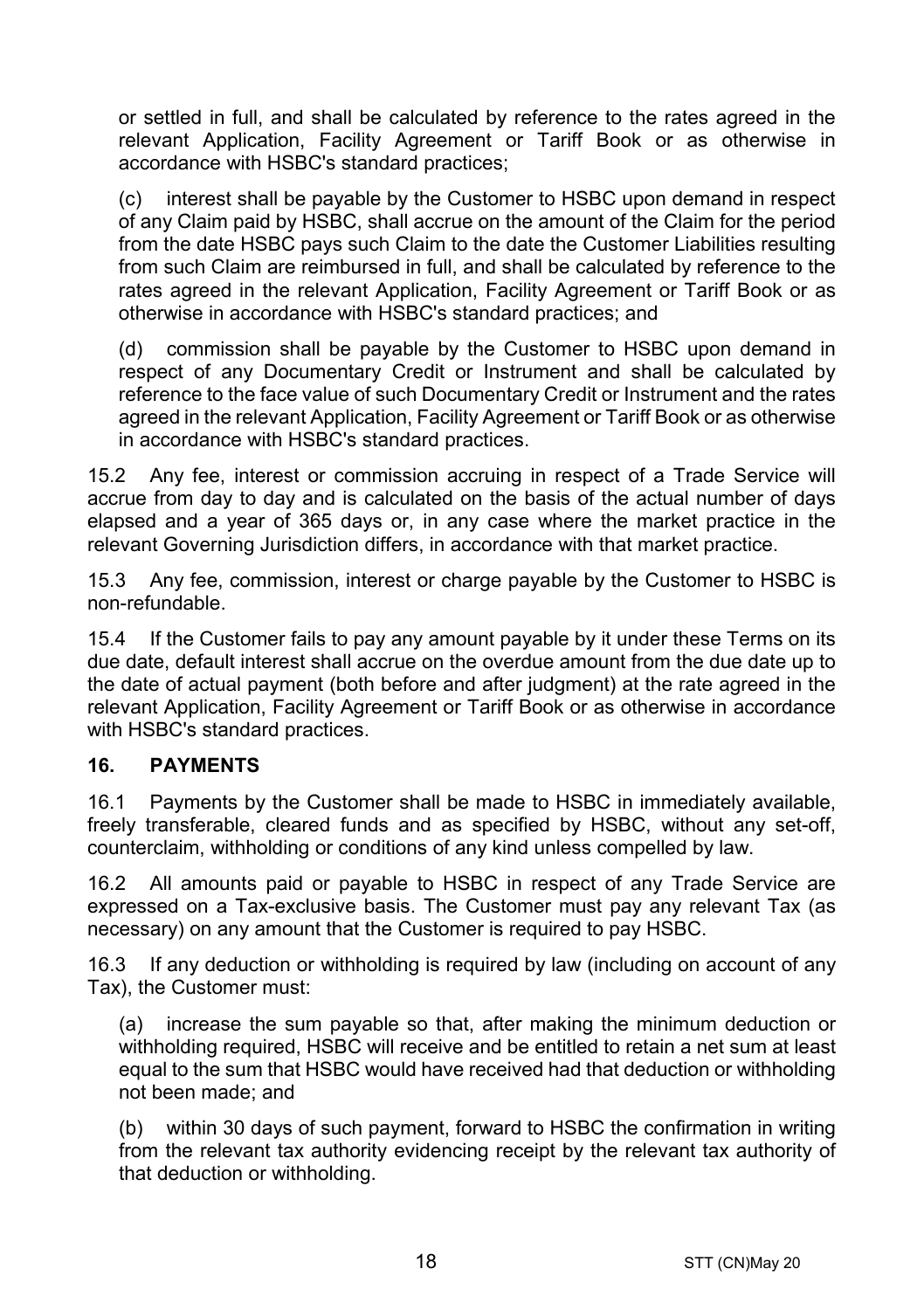or settled in full, and shall be calculated by reference to the rates agreed in the relevant Application, Facility Agreement or Tariff Book or as otherwise in accordance with HSBC's standard practices;

(c) interest shall be payable by the Customer to HSBC upon demand in respect of any Claim paid by HSBC, shall accrue on the amount of the Claim for the period from the date HSBC pays such Claim to the date the Customer Liabilities resulting from such Claim are reimbursed in full, and shall be calculated by reference to the rates agreed in the relevant Application, Facility Agreement or Tariff Book or as otherwise in accordance with HSBC's standard practices; and

(d) commission shall be payable by the Customer to HSBC upon demand in respect of any Documentary Credit or Instrument and shall be calculated by reference to the face value of such Documentary Credit or Instrument and the rates agreed in the relevant Application, Facility Agreement or Tariff Book or as otherwise in accordance with HSBC's standard practices.

15.2 Any fee, interest or commission accruing in respect of a Trade Service will accrue from day to day and is calculated on the basis of the actual number of days elapsed and a year of 365 days or, in any case where the market practice in the relevant Governing Jurisdiction differs, in accordance with that market practice.

15.3 Any fee, commission, interest or charge payable by the Customer to HSBC is non-refundable.

15.4 If the Customer fails to pay any amount payable by it under these Terms on its due date, default interest shall accrue on the overdue amount from the due date up to the date of actual payment (both before and after judgment) at the rate agreed in the relevant Application, Facility Agreement or Tariff Book or as otherwise in accordance with HSBC's standard practices.

## 16. PAYMENTS

16.1 Payments by the Customer shall be made to HSBC in immediately available, freely transferable, cleared funds and as specified by HSBC, without any set-off, counterclaim, withholding or conditions of any kind unless compelled by law.

16.2 All amounts paid or payable to HSBC in respect of any Trade Service are expressed on a Tax-exclusive basis. The Customer must pay any relevant Tax (as necessary) on any amount that the Customer is required to pay HSBC.

16.3 If any deduction or withholding is required by law (including on account of any Tax), the Customer must:

(a) increase the sum payable so that, after making the minimum deduction or withholding required, HSBC will receive and be entitled to retain a net sum at least equal to the sum that HSBC would have received had that deduction or withholding not been made; and

(b) within 30 days of such payment, forward to HSBC the confirmation in writing from the relevant tax authority evidencing receipt by the relevant tax authority of that deduction or withholding.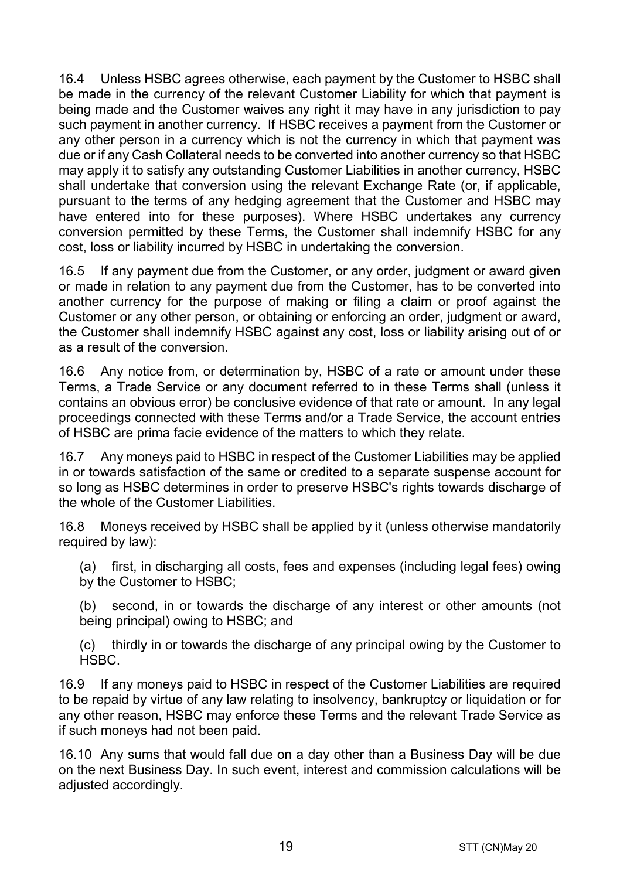16.4 Unless HSBC agrees otherwise, each payment by the Customer to HSBC shall be made in the currency of the relevant Customer Liability for which that payment is being made and the Customer waives any right it may have in any jurisdiction to pay such payment in another currency. If HSBC receives a payment from the Customer or any other person in a currency which is not the currency in which that payment was due or if any Cash Collateral needs to be converted into another currency so that HSBC may apply it to satisfy any outstanding Customer Liabilities in another currency, HSBC shall undertake that conversion using the relevant Exchange Rate (or, if applicable, pursuant to the terms of any hedging agreement that the Customer and HSBC may have entered into for these purposes). Where HSBC undertakes any currency conversion permitted by these Terms, the Customer shall indemnify HSBC for any cost, loss or liability incurred by HSBC in undertaking the conversion.

16.5 If any payment due from the Customer, or any order, judgment or award given or made in relation to any payment due from the Customer, has to be converted into another currency for the purpose of making or filing a claim or proof against the Customer or any other person, or obtaining or enforcing an order, judgment or award, the Customer shall indemnify HSBC against any cost, loss or liability arising out of or as a result of the conversion.

16.6 Any notice from, or determination by, HSBC of a rate or amount under these Terms, a Trade Service or any document referred to in these Terms shall (unless it contains an obvious error) be conclusive evidence of that rate or amount. In any legal proceedings connected with these Terms and/or a Trade Service, the account entries of HSBC are prima facie evidence of the matters to which they relate.

16.7 Any moneys paid to HSBC in respect of the Customer Liabilities may be applied in or towards satisfaction of the same or credited to a separate suspense account for so long as HSBC determines in order to preserve HSBC's rights towards discharge of the whole of the Customer Liabilities.

16.8 Moneys received by HSBC shall be applied by it (unless otherwise mandatorily required by law):

(a) first, in discharging all costs, fees and expenses (including legal fees) owing by the Customer to HSBC;

(b) second, in or towards the discharge of any interest or other amounts (not being principal) owing to HSBC; and

(c) thirdly in or towards the discharge of any principal owing by the Customer to HSBC.

16.9 If any moneys paid to HSBC in respect of the Customer Liabilities are required to be repaid by virtue of any law relating to insolvency, bankruptcy or liquidation or for any other reason, HSBC may enforce these Terms and the relevant Trade Service as if such moneys had not been paid.

16.10 Any sums that would fall due on a day other than a Business Day will be due on the next Business Day. In such event, interest and commission calculations will be adjusted accordingly.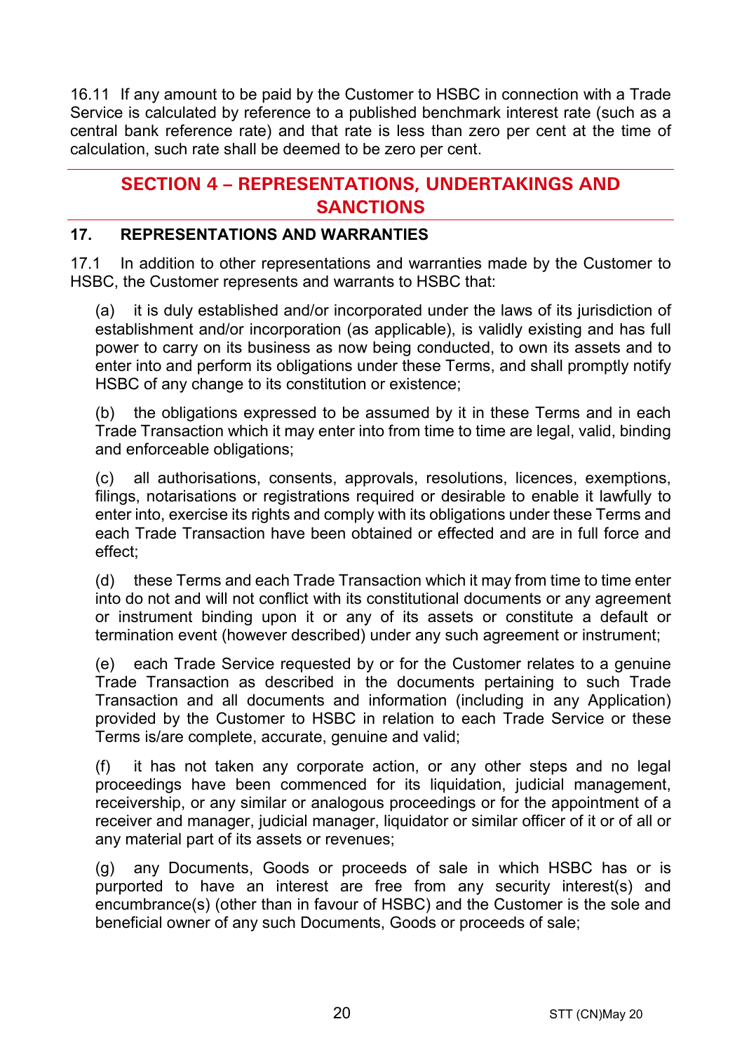16.11 If any amount to be paid by the Customer to HSBC in connection with a Trade Service is calculated by reference to a published benchmark interest rate (such as a central bank reference rate) and that rate is less than zero per cent at the time of calculation, such rate shall be deemed to be zero per cent.

## SECTION 4 – REPRESENTATIONS, UNDERTAKINGS AND SANCTIONS

### 17. REPRESENTATIONS AND WARRANTIES

17.1 In addition to other representations and warranties made by the Customer to HSBC, the Customer represents and warrants to HSBC that:

(a) it is duly established and/or incorporated under the laws of its jurisdiction of establishment and/or incorporation (as applicable), is validly existing and has full power to carry on its business as now being conducted, to own its assets and to enter into and perform its obligations under these Terms, and shall promptly notify HSBC of any change to its constitution or existence;

(b) the obligations expressed to be assumed by it in these Terms and in each Trade Transaction which it may enter into from time to time are legal, valid, binding and enforceable obligations;

(c) all authorisations, consents, approvals, resolutions, licences, exemptions, filings, notarisations or registrations required or desirable to enable it lawfully to enter into, exercise its rights and comply with its obligations under these Terms and each Trade Transaction have been obtained or effected and are in full force and effect;

(d) these Terms and each Trade Transaction which it may from time to time enter into do not and will not conflict with its constitutional documents or any agreement or instrument binding upon it or any of its assets or constitute a default or termination event (however described) under any such agreement or instrument;

(e) each Trade Service requested by or for the Customer relates to a genuine Trade Transaction as described in the documents pertaining to such Trade Transaction and all documents and information (including in any Application) provided by the Customer to HSBC in relation to each Trade Service or these Terms is/are complete, accurate, genuine and valid;

(f) it has not taken any corporate action, or any other steps and no legal proceedings have been commenced for its liquidation, judicial management, receivership, or any similar or analogous proceedings or for the appointment of a receiver and manager, judicial manager, liquidator or similar officer of it or of all or any material part of its assets or revenues;

(g) any Documents, Goods or proceeds of sale in which HSBC has or is purported to have an interest are free from any security interest(s) and encumbrance(s) (other than in favour of HSBC) and the Customer is the sole and beneficial owner of any such Documents, Goods or proceeds of sale;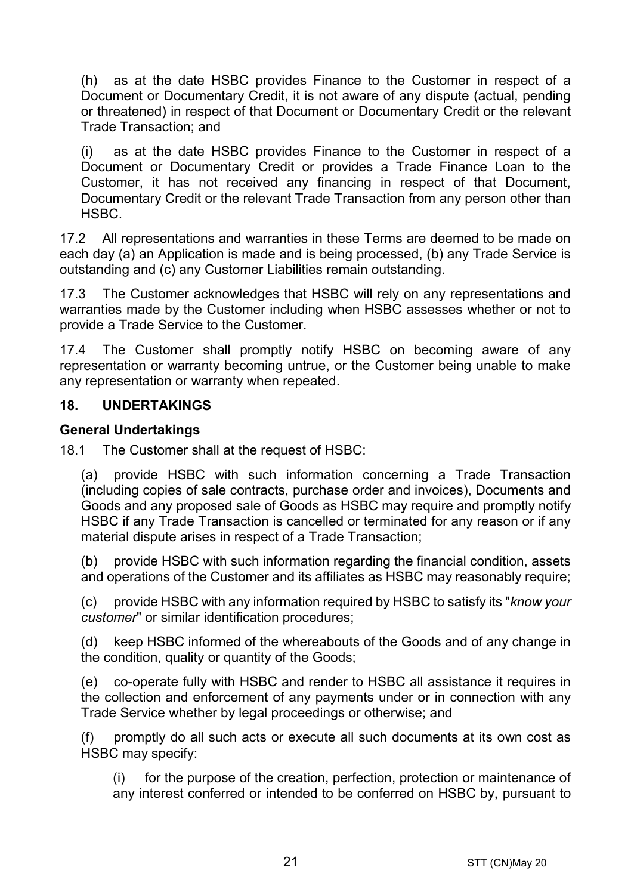(h) as at the date HSBC provides Finance to the Customer in respect of a Document or Documentary Credit, it is not aware of any dispute (actual, pending or threatened) in respect of that Document or Documentary Credit or the relevant Trade Transaction; and

(i) as at the date HSBC provides Finance to the Customer in respect of a Document or Documentary Credit or provides a Trade Finance Loan to the Customer, it has not received any financing in respect of that Document, Documentary Credit or the relevant Trade Transaction from any person other than HSBC.

17.2 All representations and warranties in these Terms are deemed to be made on each day (a) an Application is made and is being processed, (b) any Trade Service is outstanding and (c) any Customer Liabilities remain outstanding.

17.3 The Customer acknowledges that HSBC will rely on any representations and warranties made by the Customer including when HSBC assesses whether or not to provide a Trade Service to the Customer.

17.4 The Customer shall promptly notify HSBC on becoming aware of any representation or warranty becoming untrue, or the Customer being unable to make any representation or warranty when repeated.

## 18. UNDERTAKINGS

### General Undertakings

18.1 The Customer shall at the request of HSBC:

(a) provide HSBC with such information concerning a Trade Transaction (including copies of sale contracts, purchase order and invoices), Documents and Goods and any proposed sale of Goods as HSBC may require and promptly notify HSBC if any Trade Transaction is cancelled or terminated for any reason or if any material dispute arises in respect of a Trade Transaction;

(b) provide HSBC with such information regarding the financial condition, assets and operations of the Customer and its affiliates as HSBC may reasonably require;

(c) provide HSBC with any information required by HSBC to satisfy its "*know your customer*" or similar identification procedures;

(d) keep HSBC informed of the whereabouts of the Goods and of any change in the condition, quality or quantity of the Goods;

(e) co-operate fully with HSBC and render to HSBC all assistance it requires in the collection and enforcement of any payments under or in connection with any Trade Service whether by legal proceedings or otherwise; and

(f) promptly do all such acts or execute all such documents at its own cost as HSBC may specify:

(i) for the purpose of the creation, perfection, protection or maintenance of any interest conferred or intended to be conferred on HSBC by, pursuant to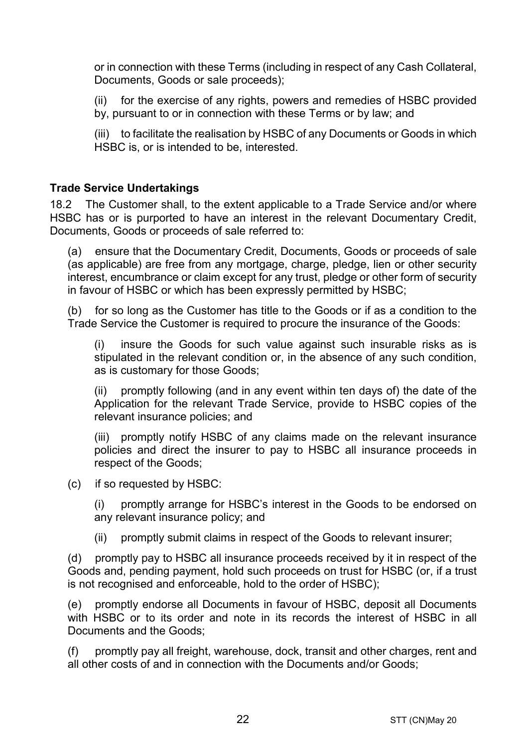or in connection with these Terms (including in respect of any Cash Collateral, Documents, Goods or sale proceeds);

(ii) for the exercise of any rights, powers and remedies of HSBC provided by, pursuant to or in connection with these Terms or by law; and

(iii) to facilitate the realisation by HSBC of any Documents or Goods in which HSBC is, or is intended to be, interested.

**Trade Service Undertakings**

18.2 The Customer shall, to the extent applicable to a Trade Service and/or where HSBC has or is purported to have an interest in the relevant Documentary Credit, Documents, Goods or proceeds of sale referred to:

(a) ensure that the Documentary Credit, Documents, Goods or proceeds of sale (as applicable) are free from any mortgage, charge, pledge, lien or other security interest, encumbrance or claim except for any trust, pledge or other form of security in favour of HSBC or which has been expressly permitted by HSBC;

(b) for so long as the Customer has title to the Goods or if as a condition to the Trade Service the Customer is required to procure the insurance of the Goods:

(i) insure the Goods for such value against such insurable risks as is stipulated in the relevant condition or, in the absence of any such condition, as is customary for those Goods;

(ii) promptly following (and in any event within ten days of) the date of the Application for the relevant Trade Service, provide to HSBC copies of the relevant insurance policies; and

(iii) promptly notify HSBC of any claims made on the relevant insurance policies and direct the insurer to pay to HSBC all insurance proceeds in respect of the Goods;

(c) if so requested by HSBC:

(i) promptly arrange for HSBC's interest in the Goods to be endorsed on any relevant insurance policy; and

(ii) promptly submit claims in respect of the Goods to relevant insurer;

(d) promptly pay to HSBC all insurance proceeds received by it in respect of the Goods and, pending payment, hold such proceeds on trust for HSBC (or, if a trust is not recognised and enforceable, hold to the order of HSBC);

(e) promptly endorse all Documents in favour of HSBC, deposit all Documents with HSBC or to its order and note in its records the interest of HSBC in all Documents and the Goods;

(f) promptly pay all freight, warehouse, dock, transit and other charges, rent and all other costs of and in connection with the Documents and/or Goods;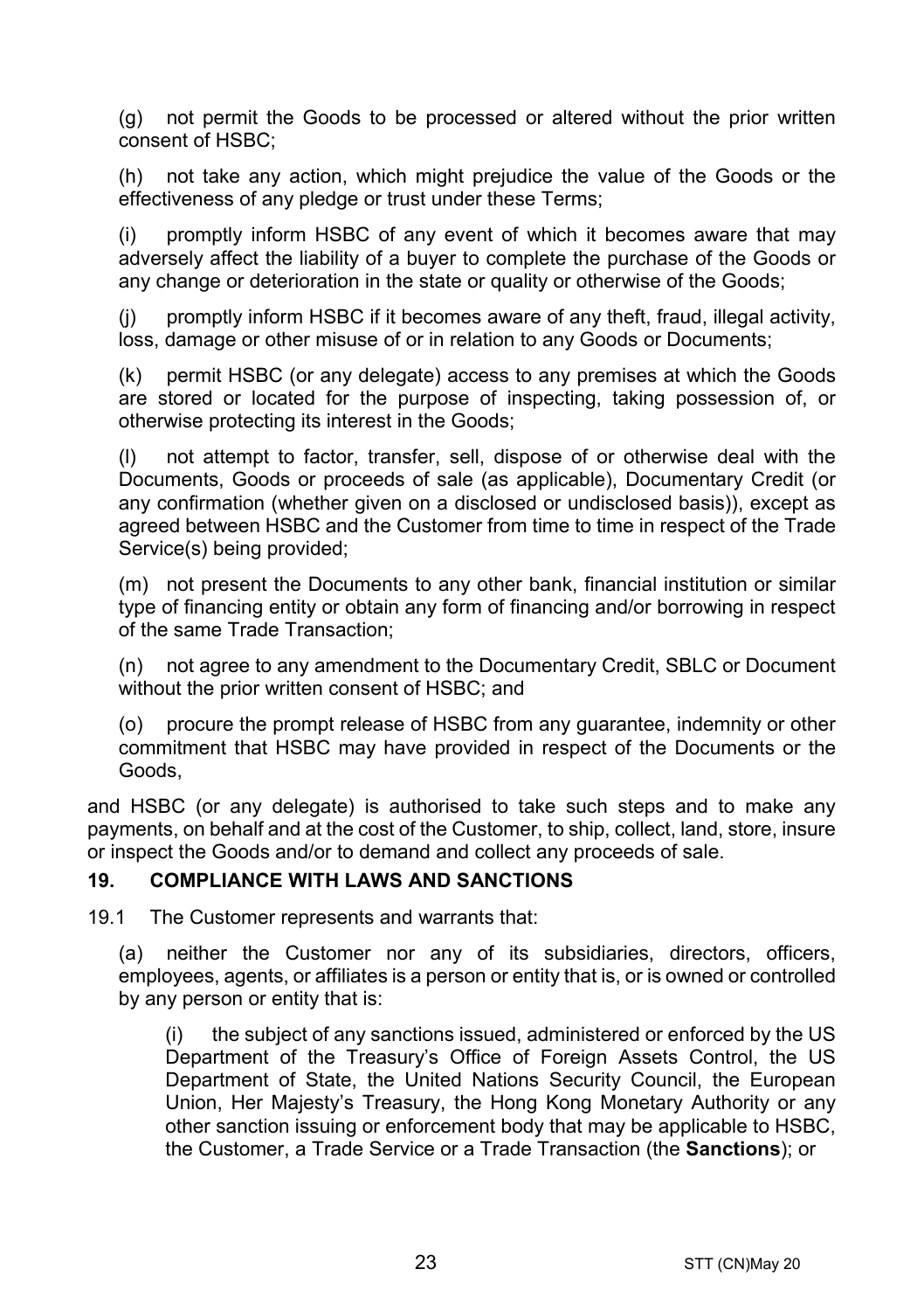(g) not permit the Goods to be processed or altered without the prior written consent of HSBC;

(h) not take any action, which might prejudice the value of the Goods or the effectiveness of any pledge or trust under these Terms;

(i) promptly inform HSBC of any event of which it becomes aware that may adversely affect the liability of a buyer to complete the purchase of the Goods or any change or deterioration in the state or quality or otherwise of the Goods;

(j) promptly inform HSBC if it becomes aware of any theft, fraud, illegal activity, loss, damage or other misuse of or in relation to any Goods or Documents;

(k) permit HSBC (or any delegate) access to any premises at which the Goods are stored or located for the purpose of inspecting, taking possession of, or otherwise protecting its interest in the Goods;

(l) not attempt to factor, transfer, sell, dispose of or otherwise deal with the Documents, Goods or proceeds of sale (as applicable), Documentary Credit (or any confirmation (whether given on a disclosed or undisclosed basis)), except as agreed between HSBC and the Customer from time to time in respect of the Trade Service(s) being provided;

(m) not present the Documents to any other bank, financial institution or similar type of financing entity or obtain any form of financing and/or borrowing in respect of the same Trade Transaction;

(n) not agree to any amendment to the Documentary Credit, SBLC or Document without the prior written consent of HSBC; and

(o) procure the prompt release of HSBC from any guarantee, indemnity or other commitment that HSBC may have provided in respect of the Documents or the Goods,

and HSBC (or any delegate) is authorised to take such steps and to make any payments, on behalf and at the cost of the Customer, to ship, collect, land, store, insure or inspect the Goods and/or to demand and collect any proceeds of sale.

## 19. COMPLIANCE WITH LAWS AND SANCTIONS

19.1 The Customer represents and warrants that:

(a) neither the Customer nor any of its subsidiaries, directors, officers, employees, agents, or affiliates is a person or entity that is, or is owned or controlled by any person or entity that is:

(i) the subject of any sanctions issued, administered or enforced by the US Department of the Treasury's Office of Foreign Assets Control, the US Department of State, the United Nations Security Council, the European Union, Her Majesty's Treasury, the Hong Kong Monetary Authority or any other sanction issuing or enforcement body that may be applicable to HSBC, the Customer, a Trade Service or a Trade Transaction (the **Sanctions**); or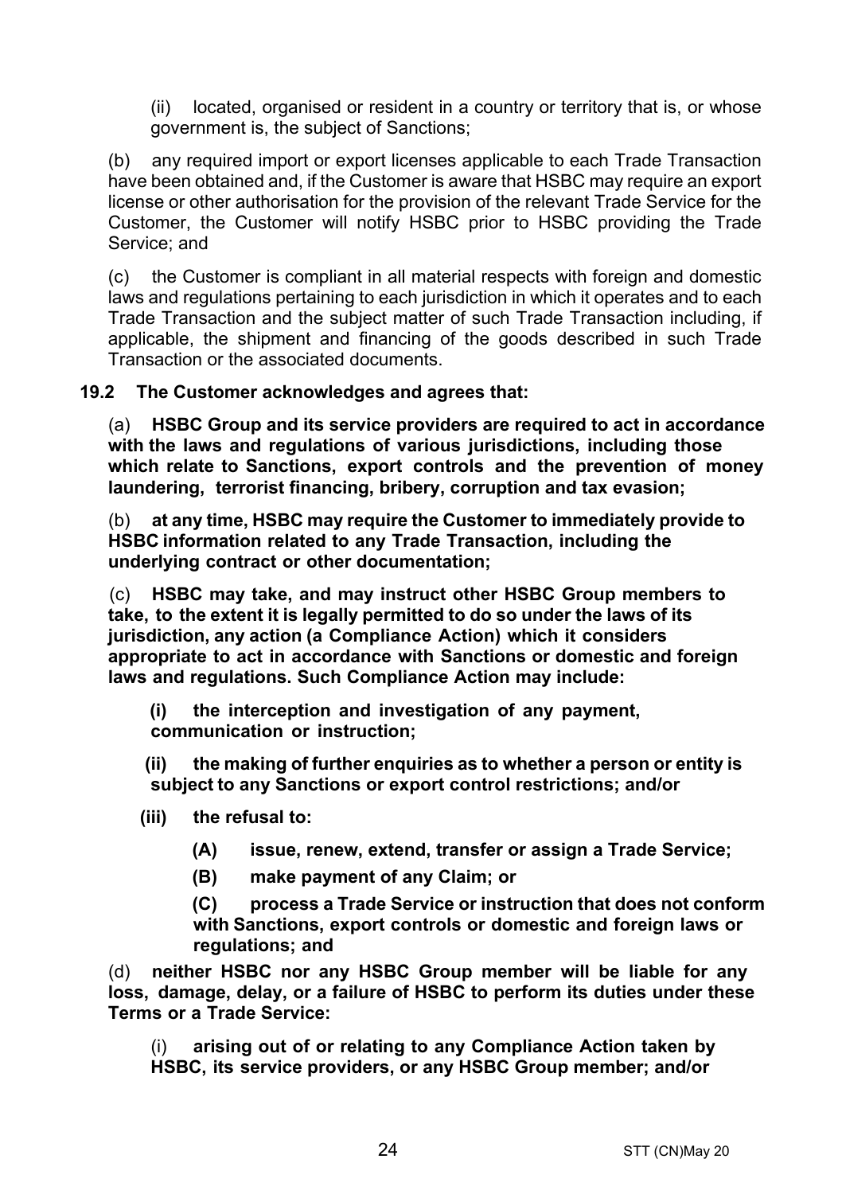(ii) located, organised or resident in a country or territory that is, or whose government is, the subject of Sanctions;

(b) any required import or export licenses applicable to each Trade Transaction have been obtained and, if the Customer is aware that HSBC may require an export license or other authorisation for the provision of the relevant Trade Service for the Customer, the Customer will notify HSBC prior to HSBC providing the Trade Service; and

(c) the Customer is compliant in all material respects with foreign and domestic laws and regulations pertaining to each jurisdiction in which it operates and to each Trade Transaction and the subject matter of such Trade Transaction including, if applicable, the shipment and financing of the goods described in such Trade Transaction or the associated documents.

**19.2 The Customer acknowledges and agrees that:**

(a) **HSBC Group and its service providers are required to act in accordance with the laws and regulations of various jurisdictions, including those which relate to Sanctions, export controls and the prevention of money laundering, terrorist financing, bribery, corruption and tax evasion;**

(b) **at any time, HSBC may require the Customer to immediately provide to HSBC information related to any Trade Transaction, including the underlying contract or other documentation;**

(c) **HSBC may take, and may instruct other HSBC Group members to take, to the extent it is legally permitted to do so under the laws of its jurisdiction, any action (a Compliance Action) which it considers appropriate to act in accordance with Sanctions or domestic and foreign laws and regulations. Such Compliance Action may include:**

**(i) the interception and investigation of any payment, communication or instruction;**

**(ii) the making of further enquiries as to whether a person or entity is subject to any Sanctions or export control restrictions; and/or**

**(iii) the refusal to:**

**(A) issue, renew, extend, transfer or assign a Trade Service;**

**(B) make payment of any Claim; or**

**(C) process a Trade Service or instruction that does not conform with Sanctions, export controls or domestic and foreign laws or regulations; and**

(d) **neither HSBC nor any HSBC Group member will be liable for any loss, damage, delay, or a failure of HSBC to perform its duties under these Terms or a Trade Service:**

(i) **arising out of or relating to any Compliance Action taken by HSBC, its service providers, or any HSBC Group member; and/or**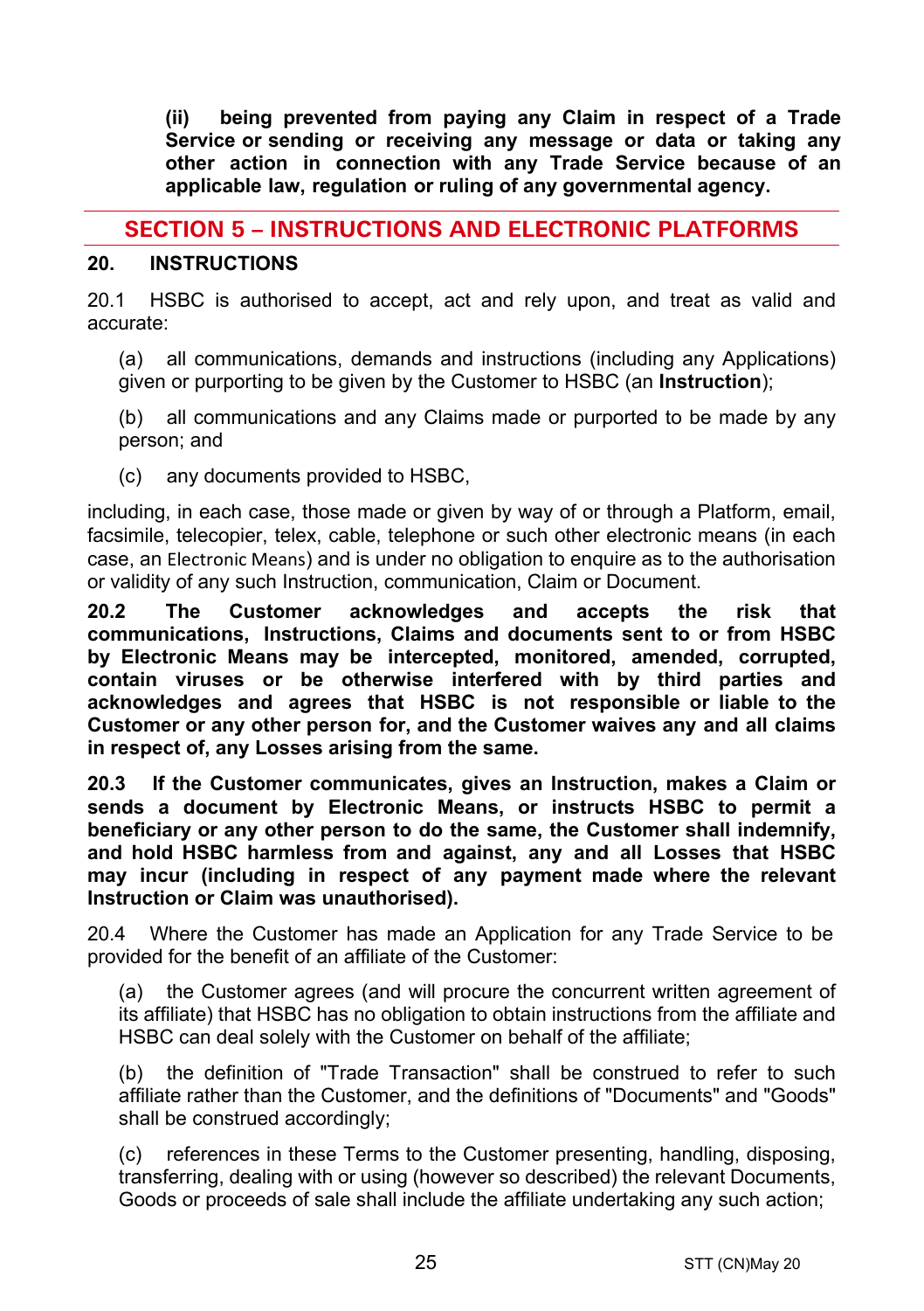**(ii) being prevented from paying any Claim in respect of a Trade Service or sending or receiving any message or data or taking any other action in connection with any Trade Service because of an applicable law, regulation or ruling of any governmental agency.**

## SECTION 5 – INSTRUCTIONS AND ELECTRONIC PLATFORMS

### 20. INSTRUCTIONS

20.1 HSBC is authorised to accept, act and rely upon, and treat as valid and accurate:

(a) all communications, demands and instructions (including any Applications) given or purporting to be given by the Customer to HSBC (an **Instruction**);

(b) all communications and any Claims made or purported to be made by any person; and

(c) any documents provided to HSBC,

including, in each case, those made or given by way of or through a Platform, email, facsimile, telecopier, telex, cable, telephone or such other electronic means (in each case, an Electronic Means) and is under no obligation to enquire as to the authorisation or validity of any such Instruction, communication, Claim or Document.

**20.2 The Customer acknowledges and accepts the risk that communications, Instructions, Claims and documents sent to or from HSBC by Electronic Means may be intercepted, monitored, amended, corrupted, contain viruses or be otherwise interfered with by third parties and acknowledges and agrees that HSBC is not responsible or liable to the Customer or any other person for, and the Customer waives any and all claims in respect of, any Losses arising from the same.**

**20.3 If the Customer communicates, gives an Instruction, makes a Claim or sends a document by Electronic Means, or instructs HSBC to permit a beneficiary or any other person to do the same, the Customer shall indemnify, and hold HSBC harmless from and against, any and all Losses that HSBC may incur (including in respect of any payment made where the relevant Instruction or Claim was unauthorised).**

20.4 Where the Customer has made an Application for any Trade Service to be provided for the benefit of an affiliate of the Customer:

(a) the Customer agrees (and will procure the concurrent written agreement of its affiliate) that HSBC has no obligation to obtain instructions from the affiliate and HSBC can deal solely with the Customer on behalf of the affiliate;

(b) the definition of "Trade Transaction" shall be construed to refer to such affiliate rather than the Customer, and the definitions of "Documents" and "Goods" shall be construed accordingly;

(c) references in these Terms to the Customer presenting, handling, disposing, transferring, dealing with or using (however so described) the relevant Documents, Goods or proceeds of sale shall include the affiliate undertaking any such action;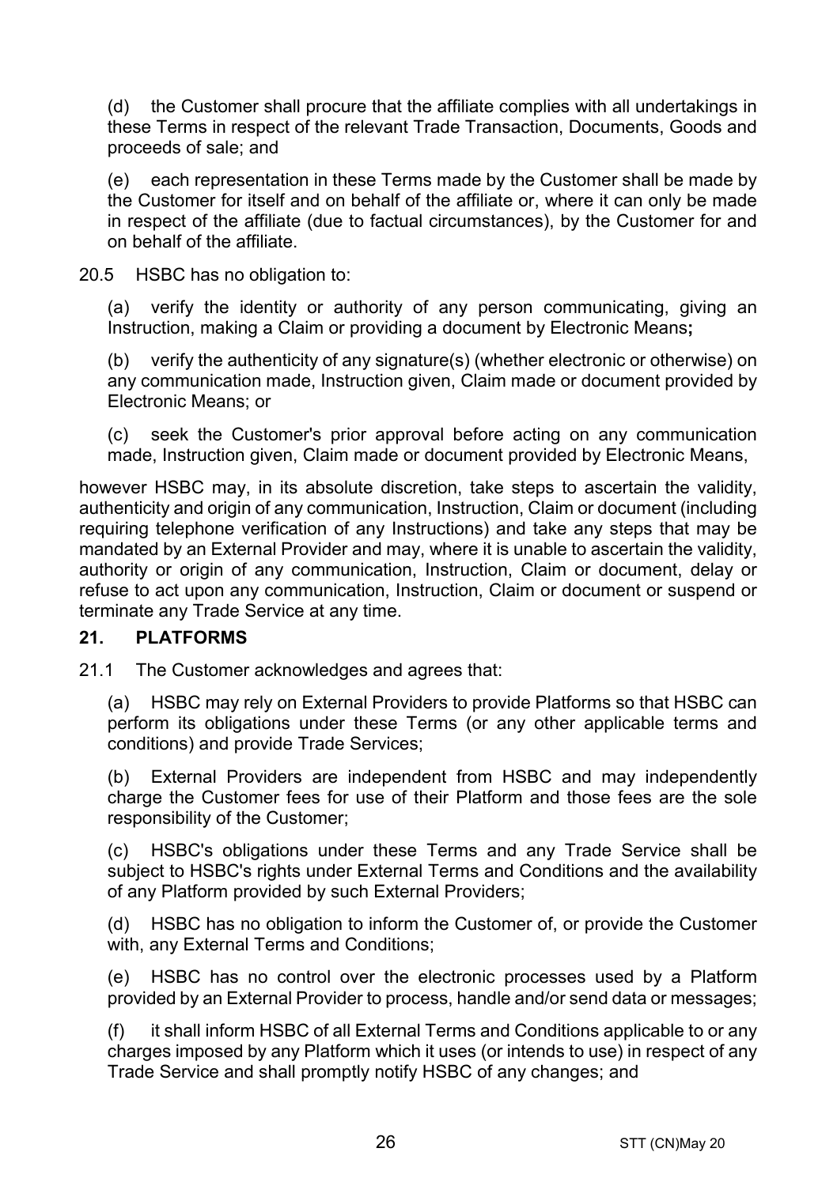(d) the Customer shall procure that the affiliate complies with all undertakings in these Terms in respect of the relevant Trade Transaction, Documents, Goods and proceeds of sale; and

(e) each representation in these Terms made by the Customer shall be made by the Customer for itself and on behalf of the affiliate or, where it can only be made in respect of the affiliate (due to factual circumstances), by the Customer for and on behalf of the affiliate.

20.5 HSBC has no obligation to:

(a) verify the identity or authority of any person communicating, giving an Instruction, making a Claim or providing a document by Electronic Means**;**

(b) verify the authenticity of any signature(s) (whether electronic or otherwise) on any communication made, Instruction given, Claim made or document provided by Electronic Means; or

(c) seek the Customer's prior approval before acting on any communication made, Instruction given, Claim made or document provided by Electronic Means,

however HSBC may, in its absolute discretion, take steps to ascertain the validity, authenticity and origin of any communication, Instruction, Claim or document (including requiring telephone verification of any Instructions) and take any steps that may be mandated by an External Provider and may, where it is unable to ascertain the validity, authority or origin of any communication, Instruction, Claim or document, delay or refuse to act upon any communication, Instruction, Claim or document or suspend or terminate any Trade Service at any time.

## 21. PLATFORMS

21.1 The Customer acknowledges and agrees that:

(a) HSBC may rely on External Providers to provide Platforms so that HSBC can perform its obligations under these Terms (or any other applicable terms and conditions) and provide Trade Services;

(b) External Providers are independent from HSBC and may independently charge the Customer fees for use of their Platform and those fees are the sole responsibility of the Customer;

(c) HSBC's obligations under these Terms and any Trade Service shall be subject to HSBC's rights under External Terms and Conditions and the availability of any Platform provided by such External Providers;

(d) HSBC has no obligation to inform the Customer of, or provide the Customer with, any External Terms and Conditions;

(e) HSBC has no control over the electronic processes used by a Platform provided by an External Provider to process, handle and/or send data or messages;

(f) it shall inform HSBC of all External Terms and Conditions applicable to or any charges imposed by any Platform which it uses (or intends to use) in respect of any Trade Service and shall promptly notify HSBC of any changes; and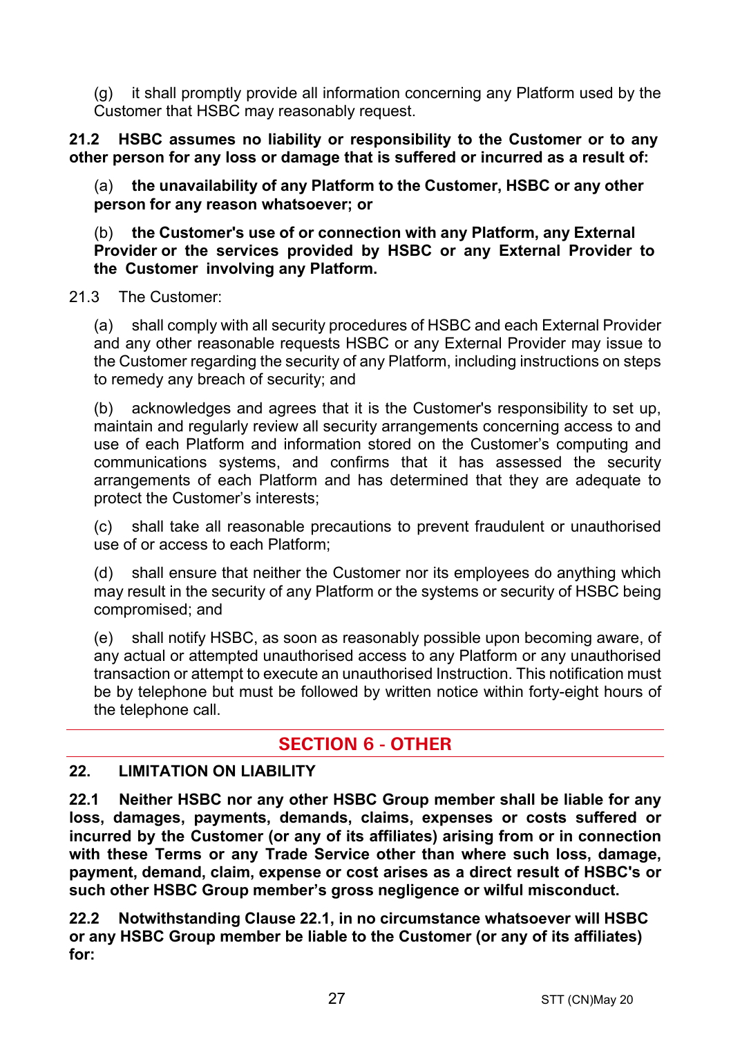(g) it shall promptly provide all information concerning any Platform used by the Customer that HSBC may reasonably request.

**21.2 HSBC assumes no liability or responsibility to the Customer or to any other person for any loss or damage that is suffered or incurred as a result of:**

(a) **the unavailability of any Platform to the Customer, HSBC or any other person for any reason whatsoever; or**

(b) **the Customer's use of or connection with any Platform, any External Provider or the services provided by HSBC or any External Provider to the Customer involving any Platform.**

21.3 The Customer:

(a) shall comply with all security procedures of HSBC and each External Provider and any other reasonable requests HSBC or any External Provider may issue to the Customer regarding the security of any Platform, including instructions on steps to remedy any breach of security; and

(b) acknowledges and agrees that it is the Customer's responsibility to set up, maintain and regularly review all security arrangements concerning access to and use of each Platform and information stored on the Customer's computing and communications systems, and confirms that it has assessed the security arrangements of each Platform and has determined that they are adequate to protect the Customer's interests;

(c) shall take all reasonable precautions to prevent fraudulent or unauthorised use of or access to each Platform;

(d) shall ensure that neither the Customer nor its employees do anything which may result in the security of any Platform or the systems or security of HSBC being compromised; and

(e) shall notify HSBC, as soon as reasonably possible upon becoming aware, of any actual or attempted unauthorised access to any Platform or any unauthorised transaction or attempt to execute an unauthorised Instruction. This notification must be by telephone but must be followed by written notice within forty-eight hours of the telephone call.

## SECTION 6 - OTHER

### 22. LIMITATION ON LIABILITY

**22.1 Neither HSBC nor any other HSBC Group member shall be liable for any loss, damages, payments, demands, claims, expenses or costs suffered or incurred by the Customer (or any of its affiliates) arising from or in connection with these Terms or any Trade Service other than where such loss, damage, payment, demand, claim, expense or cost arises as a direct result of HSBC's or such other HSBC Group member's gross negligence or wilful misconduct.**

**22.2 Notwithstanding Clause 22.1, in no circumstance whatsoever will HSBC or any HSBC Group member be liable to the Customer (or any of its affiliates) for:**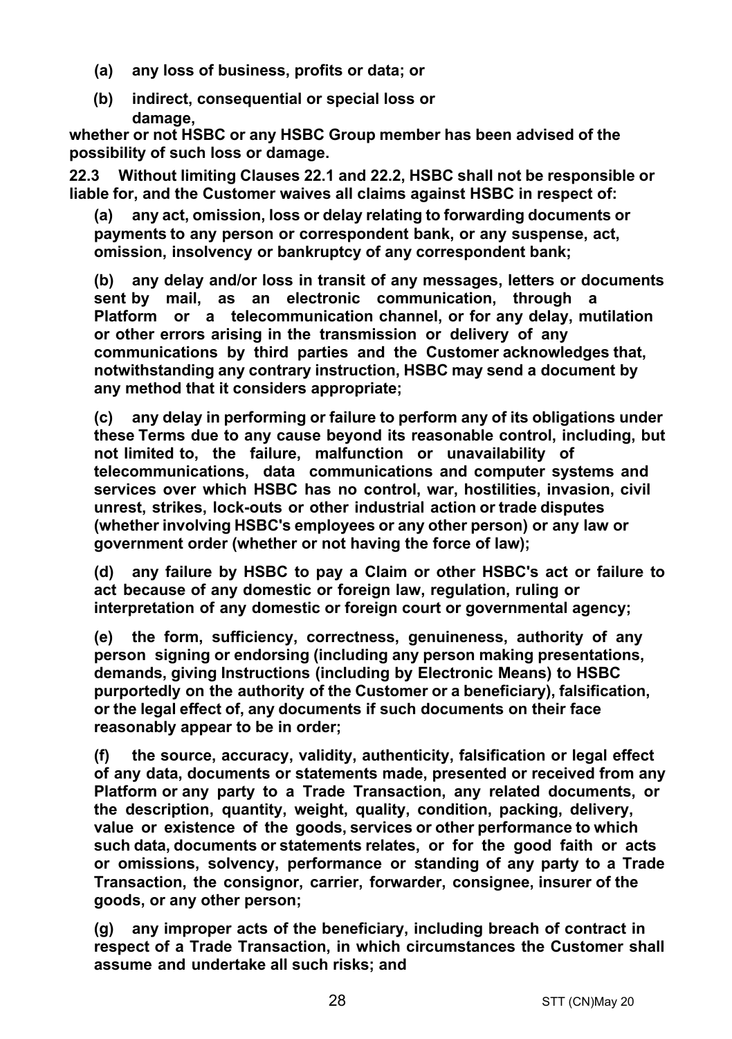**(a) any loss of business, profits or data; or**

**(b) indirect, consequential or special loss or damage,**

**whether or not HSBC or any HSBC Group member has been advised of the possibility of such loss or damage.**

**22.3 Without limiting Clauses 22.1 and 22.2, HSBC shall not be responsible or liable for, and the Customer waives all claims against HSBC in respect of:**

**(a) any act, omission, loss or delay relating to forwarding documents or payments to any person or correspondent bank, or any suspense, act, omission, insolvency or bankruptcy of any correspondent bank;**

**(b) any delay and/or loss in transit of any messages, letters or documents sent by mail, as an electronic communication, through a Platform or a telecommunication channel, or for any delay, mutilation or other errors arising in the transmission or delivery of any communications by third parties and the Customer acknowledges that, notwithstanding any contrary instruction, HSBC may send a document by any method that it considers appropriate;**

**(c) any delay in performing or failure to perform any of its obligations under these Terms due to any cause beyond its reasonable control, including, but not limited to, the failure, malfunction or unavailability of telecommunications, data communications and computer systems and services over which HSBC has no control, war, hostilities, invasion, civil unrest, strikes, lock-outs or other industrial action or trade disputes (whether involving HSBC's employees or any other person) or any law or government order (whether or not having the force of law);**

**(d) any failure by HSBC to pay a Claim or other HSBC's act or failure to act because of any domestic or foreign law, regulation, ruling or interpretation of any domestic or foreign court or governmental agency;**

**(e) the form, sufficiency, correctness, genuineness, authority of any person signing or endorsing (including any person making presentations, demands, giving Instructions (including by Electronic Means) to HSBC purportedly on the authority of the Customer or a beneficiary), falsification, or the legal effect of, any documents if such documents on their face reasonably appear to be in order;**

**(f) the source, accuracy, validity, authenticity, falsification or legal effect of any data, documents or statements made, presented or received from any Platform or any party to a Trade Transaction, any related documents, or the description, quantity, weight, quality, condition, packing, delivery, value or existence of the goods, services or other performance to which such data, documents or statements relates, or for the good faith or acts or omissions, solvency, performance or standing of any party to a Trade Transaction, the consignor, carrier, forwarder, consignee, insurer of the goods, or any other person;**

**(g) any improper acts of the beneficiary, including breach of contract in respect of a Trade Transaction, in which circumstances the Customer shall assume and undertake all such risks; and**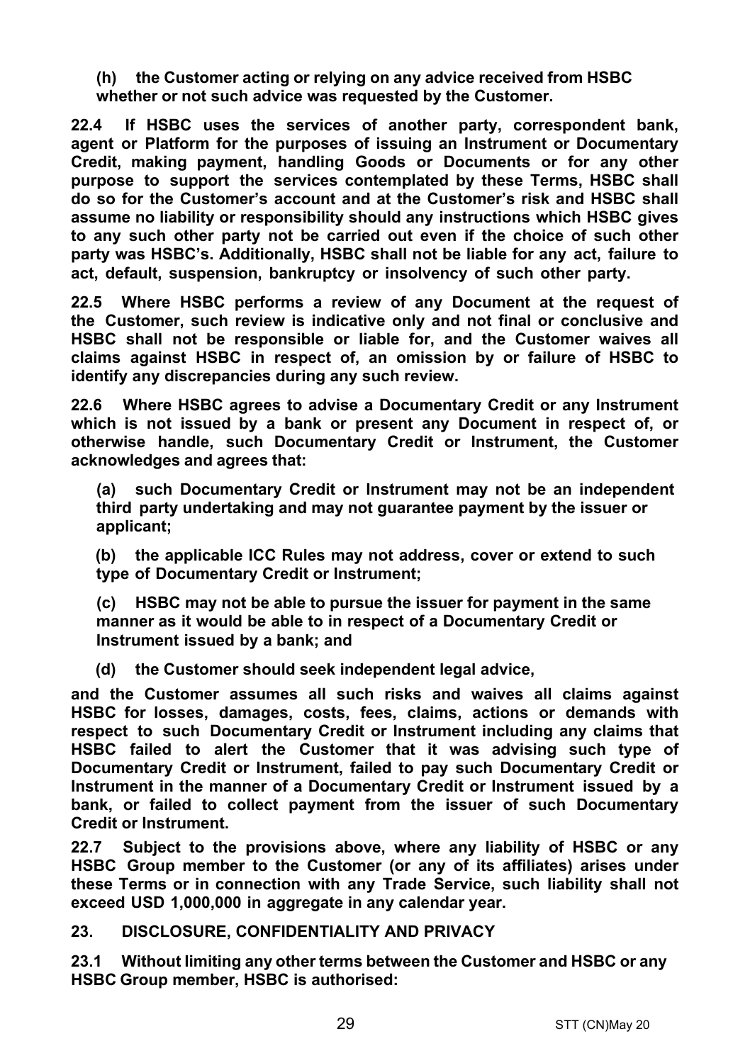**(h) the Customer acting or relying on any advice received from HSBC whether or not such advice was requested by the Customer.**

**22.4 If HSBC uses the services of another party, correspondent bank, agent or Platform for the purposes of issuing an Instrument or Documentary Credit, making payment, handling Goods or Documents or for any other purpose to support the services contemplated by these Terms, HSBC shall do so for the Customer's account and at the Customer's risk and HSBC shall assume no liability or responsibility should any instructions which HSBC gives to any such other party not be carried out even if the choice of such other party was HSBC's. Additionally, HSBC shall not be liable for any act, failure to act, default, suspension, bankruptcy or insolvency of such other party.**

**22.5 Where HSBC performs a review of any Document at the request of the Customer, such review is indicative only and not final or conclusive and HSBC shall not be responsible or liable for, and the Customer waives all claims against HSBC in respect of, an omission by or failure of HSBC to identify any discrepancies during any such review.**

**22.6 Where HSBC agrees to advise a Documentary Credit or any Instrument which is not issued by a bank or present any Document in respect of, or otherwise handle, such Documentary Credit or Instrument, the Customer acknowledges and agrees that:**

**(a) such Documentary Credit or Instrument may not be an independent third party undertaking and may not guarantee payment by the issuer or applicant;**

**(b) the applicable ICC Rules may not address, cover or extend to such type of Documentary Credit or Instrument;**

**(c) HSBC may not be able to pursue the issuer for payment in the same manner as it would be able to in respect of a Documentary Credit or Instrument issued by a bank; and**

**(d) the Customer should seek independent legal advice,**

**and the Customer assumes all such risks and waives all claims against HSBC for losses, damages, costs, fees, claims, actions or demands with respect to such Documentary Credit or Instrument including any claims that HSBC failed to alert the Customer that it was advising such type of Documentary Credit or Instrument, failed to pay such Documentary Credit or Instrument in the manner of a Documentary Credit or Instrument issued by a bank, or failed to collect payment from the issuer of such Documentary Credit or Instrument.**

**22.7 Subject to the provisions above, where any liability of HSBC or any HSBC Group member to the Customer (or any of its affiliates) arises under these Terms or in connection with any Trade Service, such liability shall not exceed USD 1,000,000 in aggregate in any calendar year.**

**23. DISCLOSURE, CONFIDENTIALITY AND PRIVACY**

**23.1 Without limiting any other terms between the Customer and HSBC or any HSBC Group member, HSBC is authorised:**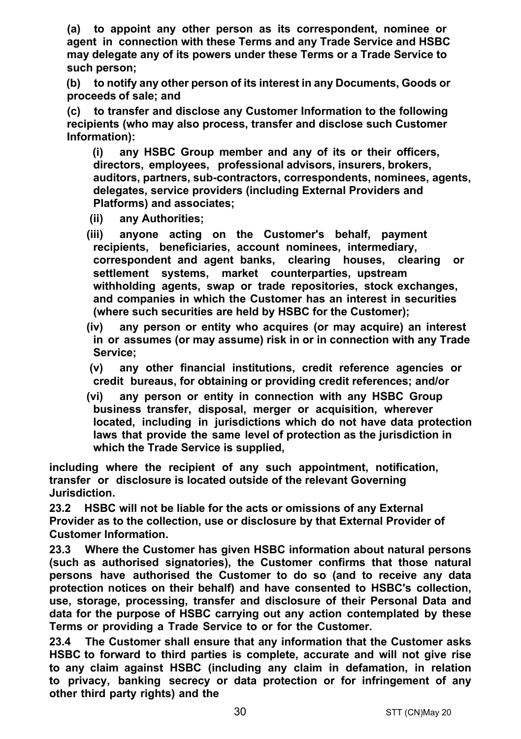**(a) to appoint any other person as its correspondent, nominee or agent in connection with these Terms and any Trade Service and HSBC may delegate any of its powers under these Terms or a Trade Service to such person;**

**(b) to notify any other person of its interest in any Documents, Goods or proceeds of sale; and**

**(c) to transfer and disclose any Customer Information to the following recipients (who may also process, transfer and disclose such Customer Information):**

**(i) any HSBC Group member and any of its or their officers, directors, employees, professional advisors, insurers, brokers, auditors, partners, sub-contractors, correspondents, nominees, agents, delegates, service providers (including External Providers and Platforms) and associates;**

**(ii) any Authorities;**

**(iii) anyone acting on the Customer's behalf, payment recipients, beneficiaries, account nominees, intermediary, correspondent and agent banks, clearing houses, clearing or settlement systems, market counterparties, upstream withholding agents, swap or trade repositories, stock exchanges, and companies in which the Customer has an interest in securities (where such securities are held by HSBC for the Customer);**

**(iv) any person or entity who acquires (or may acquire) an interest in or assumes (or may assume) risk in or in connection with any Trade Service;**

**(v) any other financial institutions, credit reference agencies or credit bureaus, for obtaining or providing credit references; and/or**

**(vi) any person or entity in connection with any HSBC Group business transfer, disposal, merger or acquisition, wherever located, including in jurisdictions which do not have data protection laws that provide the same level of protection as the jurisdiction in which the Trade Service is supplied,**

**including where the recipient of any such appointment, notification, transfer or disclosure is located outside of the relevant Governing Jurisdiction.**

**23.2 HSBC will not be liable for the acts or omissions of any External Provider as to the collection, use or disclosure by that External Provider of Customer Information.**

**23.3 Where the Customer has given HSBC information about natural persons (such as authorised signatories), the Customer confirms that those natural persons have authorised the Customer to do so (and to receive any data protection notices on their behalf) and have consented to HSBC's collection, use, storage, processing, transfer and disclosure of their Personal Data and data for the purpose of HSBC carrying out any action contemplated by these Terms or providing a Trade Service to or for the Customer.**

**23.4 The Customer shall ensure that any information that the Customer asks HSBC to forward to third parties is complete, accurate and will not give rise to any claim against HSBC (including any claim in defamation, in relation to privacy, banking secrecy or data protection or for infringement of any other third party rights) and the**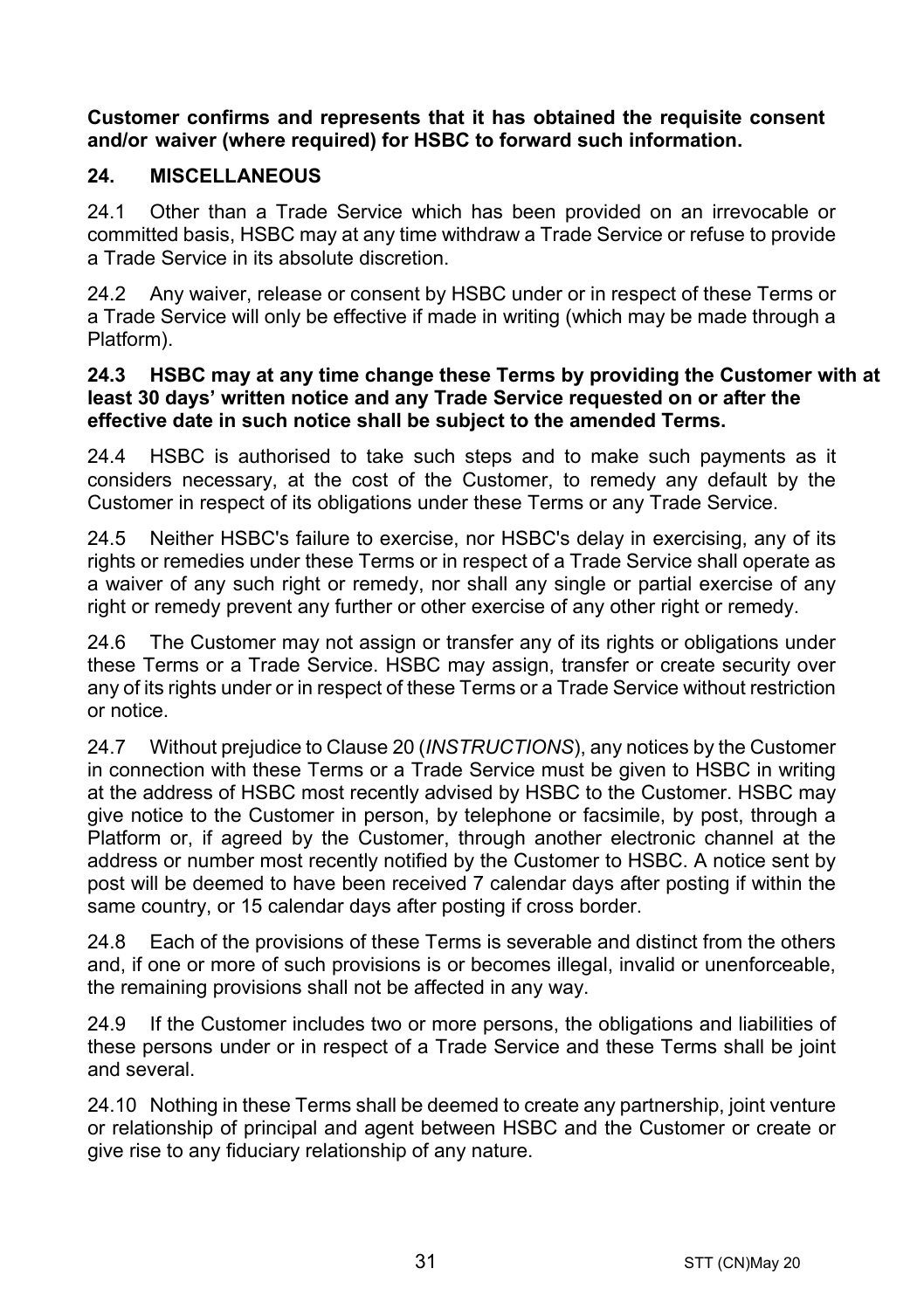**Customer confirms and represents that it has obtained the requisite consent and/or waiver (where required) for HSBC to forward such information.**

## 24. MISCELLANEOUS

24.1 Other than a Trade Service which has been provided on an irrevocable or committed basis, HSBC may at any time withdraw a Trade Service or refuse to provide a Trade Service in its absolute discretion.

24.2 Any waiver, release or consent by HSBC under or in respect of these Terms or a Trade Service will only be effective if made in writing (which may be made through a Platform).

**24.3 HSBC may at any time change these Terms by providing the Customer with at least 30 days' written notice and any Trade Service requested on or after the effective date in such notice shall be subject to the amended Terms.**

24.4 HSBC is authorised to take such steps and to make such payments as it considers necessary, at the cost of the Customer, to remedy any default by the Customer in respect of its obligations under these Terms or any Trade Service.

24.5 Neither HSBC's failure to exercise, nor HSBC's delay in exercising, any of its rights or remedies under these Terms or in respect of a Trade Service shall operate as a waiver of any such right or remedy, nor shall any single or partial exercise of any right or remedy prevent any further or other exercise of any other right or remedy.

24.6 The Customer may not assign or transfer any of its rights or obligations under these Terms or a Trade Service. HSBC may assign, transfer or create security over any of its rights under or in respect of these Terms or a Trade Service without restriction or notice.

24.7 Without prejudice to Clause 20 (*INSTRUCTIONS*), any notices by the Customer in connection with these Terms or a Trade Service must be given to HSBC in writing at the address of HSBC most recently advised by HSBC to the Customer. HSBC may give notice to the Customer in person, by telephone or facsimile, by post, through a Platform or, if agreed by the Customer, through another electronic channel at the address or number most recently notified by the Customer to HSBC. A notice sent by post will be deemed to have been received 7 calendar days after posting if within the same country, or 15 calendar days after posting if cross border.

24.8 Each of the provisions of these Terms is severable and distinct from the others and, if one or more of such provisions is or becomes illegal, invalid or unenforceable, the remaining provisions shall not be affected in any way.

24.9 If the Customer includes two or more persons, the obligations and liabilities of these persons under or in respect of a Trade Service and these Terms shall be joint and several.

24.10 Nothing in these Terms shall be deemed to create any partnership, joint venture or relationship of principal and agent between HSBC and the Customer or create or give rise to any fiduciary relationship of any nature.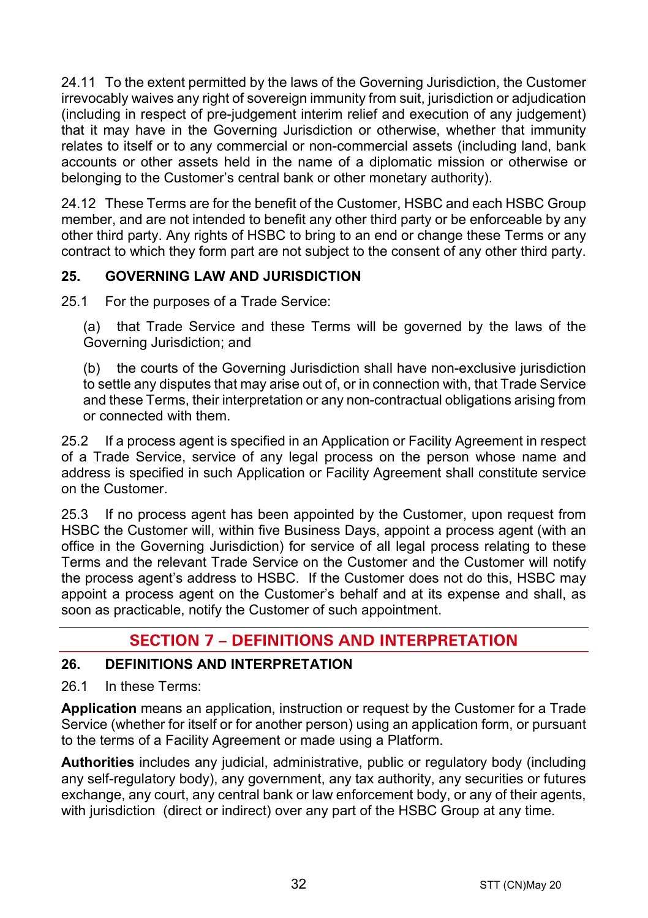24.11 To the extent permitted by the laws of the Governing Jurisdiction, the Customer irrevocably waives any right of sovereign immunity from suit, jurisdiction or adjudication (including in respect of pre-judgement interim relief and execution of any judgement) that it may have in the Governing Jurisdiction or otherwise, whether that immunity relates to itself or to any commercial or non-commercial assets (including land, bank accounts or other assets held in the name of a diplomatic mission or otherwise or belonging to the Customer's central bank or other monetary authority).

24.12 These Terms are for the benefit of the Customer, HSBC and each HSBC Group member, and are not intended to benefit any other third party or be enforceable by any other third party. Any rights of HSBC to bring to an end or change these Terms or any contract to which they form part are not subject to the consent of any other third party.

### 25. GOVERNING LAW AND JURISDICTION

25.1 For the purposes of a Trade Service:

(a) that Trade Service and these Terms will be governed by the laws of the Governing Jurisdiction; and

(b) the courts of the Governing Jurisdiction shall have non-exclusive jurisdiction to settle any disputes that may arise out of, or in connection with, that Trade Service and these Terms, their interpretation or any non-contractual obligations arising from or connected with them.

25.2 If a process agent is specified in an Application or Facility Agreement in respect of a Trade Service, service of any legal process on the person whose name and address is specified in such Application or Facility Agreement shall constitute service on the Customer.

25.3 If no process agent has been appointed by the Customer, upon request from HSBC the Customer will, within five Business Days, appoint a process agent (with an office in the Governing Jurisdiction) for service of all legal process relating to these Terms and the relevant Trade Service on the Customer and the Customer will notify the process agent's address to HSBC. If the Customer does not do this, HSBC may appoint a process agent on the Customer's behalf and at its expense and shall, as soon as practicable, notify the Customer of such appointment.

## SECTION 7 – DEFINITIONS AND INTERPRETATION

### 26. DEFINITIONS AND INTERPRETATION

26.1 In these Terms:

**Application** means an application, instruction or request by the Customer for a Trade Service (whether for itself or for another person) using an application form, or pursuant to the terms of a Facility Agreement or made using a Platform.

**Authorities** includes any judicial, administrative, public or regulatory body (including any self-regulatory body), any government, any tax authority, any securities or futures exchange, any court, any central bank or law enforcement body, or any of their agents, with jurisdiction (direct or indirect) over any part of the HSBC Group at any time.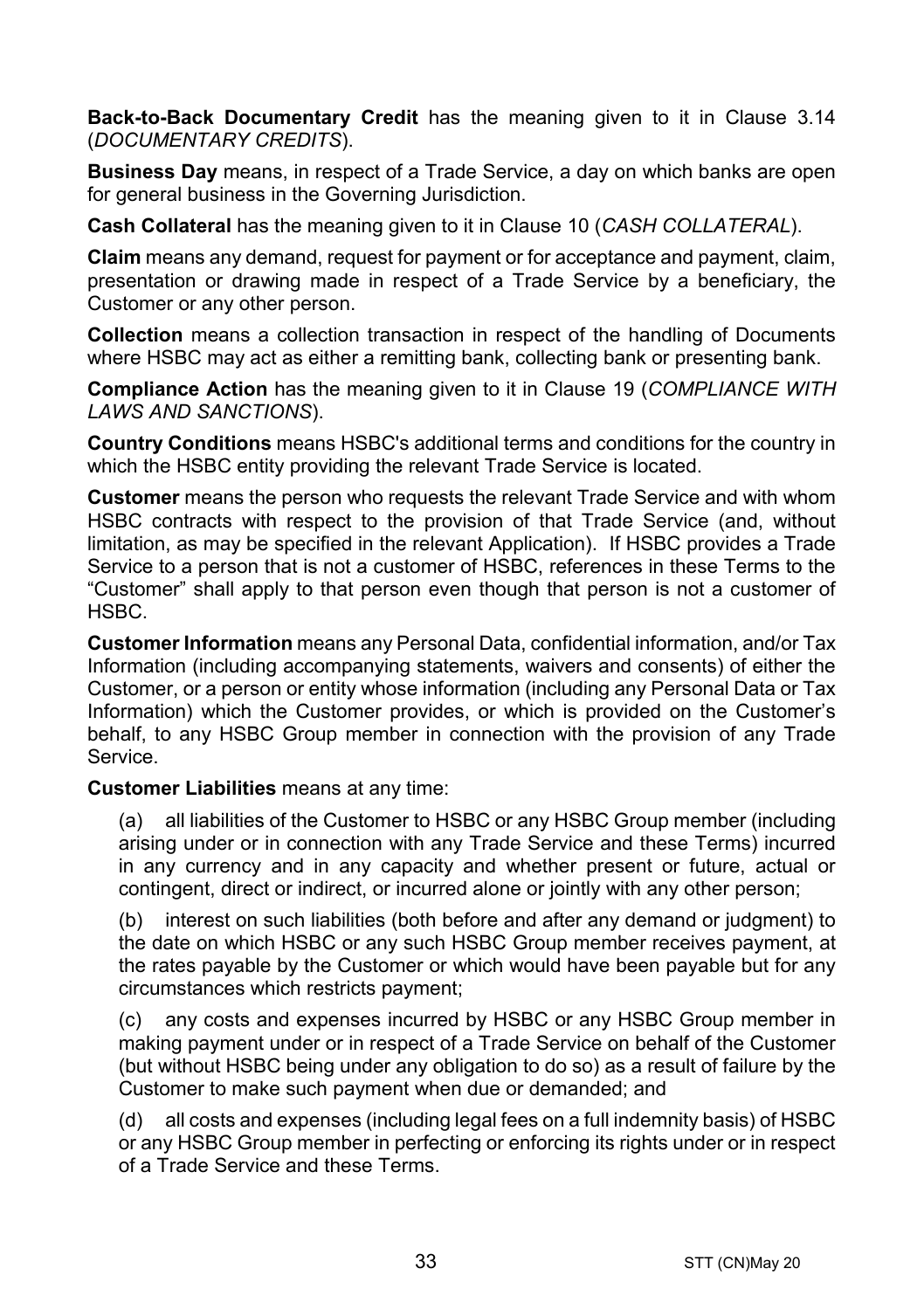**Back-to-Back Documentary Credit** has the meaning given to it in Clause 3.14 (*DOCUMENTARY CREDITS*).

**Business Day** means, in respect of a Trade Service, a day on which banks are open for general business in the Governing Jurisdiction.

**Cash Collateral** has the meaning given to it in Clause 10 (*CASH COLLATERAL*).

**Claim** means any demand, request for payment or for acceptance and payment, claim, presentation or drawing made in respect of a Trade Service by a beneficiary, the Customer or any other person.

**Collection** means a collection transaction in respect of the handling of Documents where HSBC may act as either a remitting bank, collecting bank or presenting bank.

**Compliance Action** has the meaning given to it in Clause 19 (*COMPLIANCE WITH LAWS AND SANCTIONS*).

**Country Conditions** means HSBC's additional terms and conditions for the country in which the HSBC entity providing the relevant Trade Service is located.

**Customer** means the person who requests the relevant Trade Service and with whom HSBC contracts with respect to the provision of that Trade Service (and, without limitation, as may be specified in the relevant Application). If HSBC provides a Trade Service to a person that is not a customer of HSBC, references in these Terms to the "Customer" shall apply to that person even though that person is not a customer of HSBC.

**Customer Information** means any Personal Data, confidential information, and/or Tax Information (including accompanying statements, waivers and consents) of either the Customer, or a person or entity whose information (including any Personal Data or Tax Information) which the Customer provides, or which is provided on the Customer's behalf, to any HSBC Group member in connection with the provision of any Trade Service.

**Customer Liabilities** means at any time:

(a) all liabilities of the Customer to HSBC or any HSBC Group member (including arising under or in connection with any Trade Service and these Terms) incurred in any currency and in any capacity and whether present or future, actual or contingent, direct or indirect, or incurred alone or jointly with any other person;

(b) interest on such liabilities (both before and after any demand or judgment) to the date on which HSBC or any such HSBC Group member receives payment, at the rates payable by the Customer or which would have been payable but for any circumstances which restricts payment;

(c) any costs and expenses incurred by HSBC or any HSBC Group member in making payment under or in respect of a Trade Service on behalf of the Customer (but without HSBC being under any obligation to do so) as a result of failure by the Customer to make such payment when due or demanded; and

(d) all costs and expenses (including legal fees on a full indemnity basis) of HSBC or any HSBC Group member in perfecting or enforcing its rights under or in respect of a Trade Service and these Terms.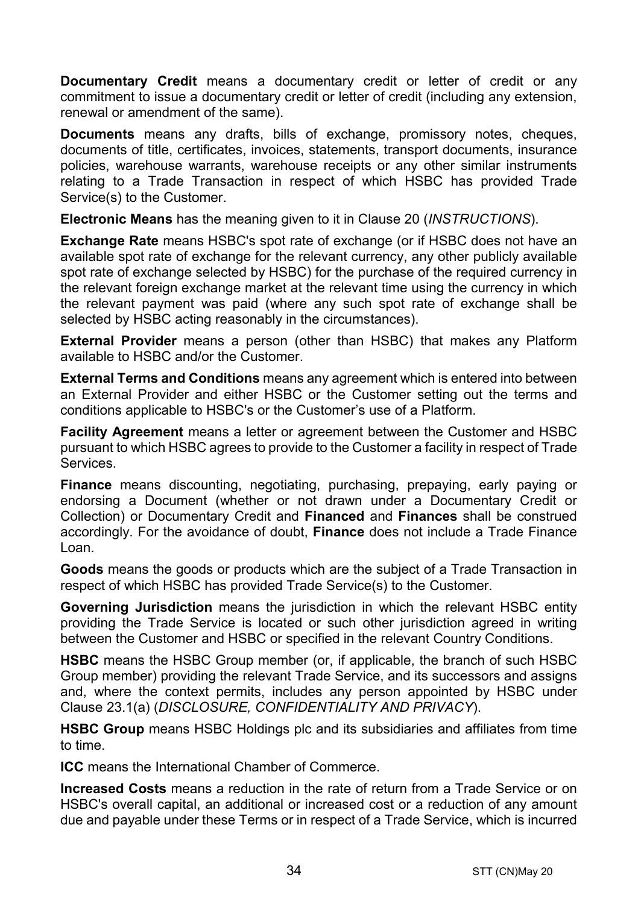**Documentary Credit** means a documentary credit or letter of credit or any commitment to issue a documentary credit or letter of credit (including any extension, renewal or amendment of the same).

**Documents** means any drafts, bills of exchange, promissory notes, cheques, documents of title, certificates, invoices, statements, transport documents, insurance policies, warehouse warrants, warehouse receipts or any other similar instruments relating to a Trade Transaction in respect of which HSBC has provided Trade Service(s) to the Customer.

**Electronic Means** has the meaning given to it in Clause 20 (*INSTRUCTIONS*).

**Exchange Rate** means HSBC's spot rate of exchange (or if HSBC does not have an available spot rate of exchange for the relevant currency, any other publicly available spot rate of exchange selected by HSBC) for the purchase of the required currency in the relevant foreign exchange market at the relevant time using the currency in which the relevant payment was paid (where any such spot rate of exchange shall be selected by HSBC acting reasonably in the circumstances).

**External Provider** means a person (other than HSBC) that makes any Platform available to HSBC and/or the Customer.

**External Terms and Conditions** means any agreement which is entered into between an External Provider and either HSBC or the Customer setting out the terms and conditions applicable to HSBC's or the Customer's use of a Platform.

**Facility Agreement** means a letter or agreement between the Customer and HSBC pursuant to which HSBC agrees to provide to the Customer a facility in respect of Trade Services.

**Finance** means discounting, negotiating, purchasing, prepaying, early paying or endorsing a Document (whether or not drawn under a Documentary Credit or Collection) or Documentary Credit and **Financed** and **Finances** shall be construed accordingly. For the avoidance of doubt, **Finance** does not include a Trade Finance Loan.

**Goods** means the goods or products which are the subject of a Trade Transaction in respect of which HSBC has provided Trade Service(s) to the Customer.

**Governing Jurisdiction** means the jurisdiction in which the relevant HSBC entity providing the Trade Service is located or such other jurisdiction agreed in writing between the Customer and HSBC or specified in the relevant Country Conditions.

**HSBC** means the HSBC Group member (or, if applicable, the branch of such HSBC Group member) providing the relevant Trade Service, and its successors and assigns and, where the context permits, includes any person appointed by HSBC under Clause 23.1(a) (*DISCLOSURE, CONFIDENTIALITY AND PRIVACY*).

**HSBC Group** means HSBC Holdings plc and its subsidiaries and affiliates from time to time.

**ICC** means the International Chamber of Commerce.

**Increased Costs** means a reduction in the rate of return from a Trade Service or on HSBC's overall capital, an additional or increased cost or a reduction of any amount due and payable under these Terms or in respect of a Trade Service, which is incurred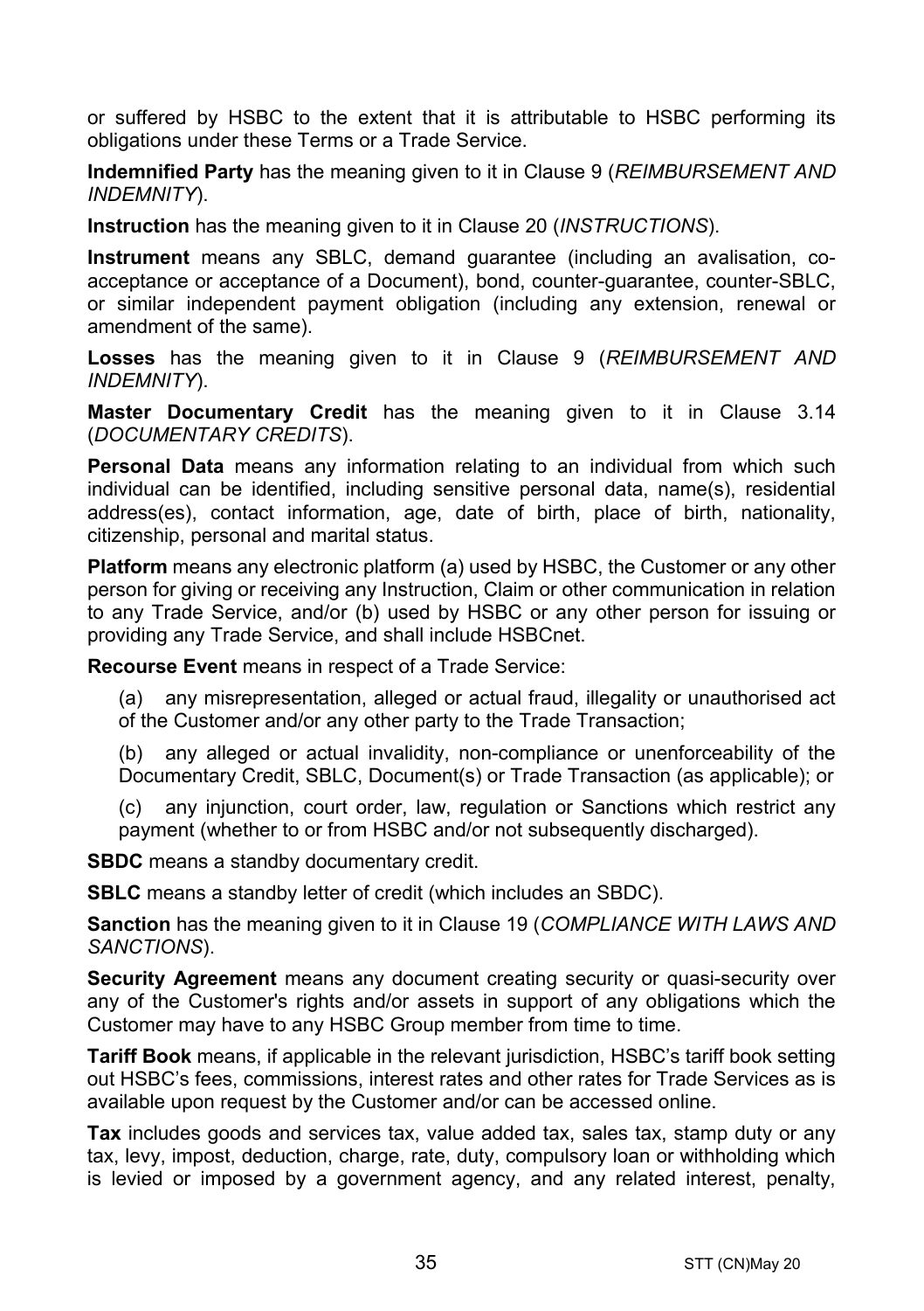or suffered by HSBC to the extent that it is attributable to HSBC performing its obligations under these Terms or a Trade Service.

**Indemnified Party** has the meaning given to it in Clause 9 (*REIMBURSEMENT AND INDEMNITY*).

**Instruction** has the meaning given to it in Clause 20 (*INSTRUCTIONS*).

**Instrument** means any SBLC, demand guarantee (including an avalisation, co-acceptance or acceptance of a Document), bond, counter-guarantee, counter-SBLC, or similar independent payment obligation (including any extension, renewal or amendment of the same).

**Losses** has the meaning given to it in Clause 9 (*REIMBURSEMENT AND INDEMNITY*).

**Master Documentary Credit** has the meaning given to it in Clause 3.14 (*DOCUMENTARY CREDITS*).

**Personal Data** means any information relating to an individual from which such individual can be identified, including sensitive personal data, name(s), residential address(es), contact information, age, date of birth, place of birth, nationality, citizenship, personal and marital status.

**Platform** means any electronic platform (a) used by HSBC, the Customer or any other person for giving or receiving any Instruction, Claim or other communication in relation to any Trade Service, and/or (b) used by HSBC or any other person for issuing or providing any Trade Service, and shall include HSBCnet.

**Recourse Event** means in respect of a Trade Service:

(a) any misrepresentation, alleged or actual fraud, illegality or unauthorised act of the Customer and/or any other party to the Trade Transaction;

(b) any alleged or actual invalidity, non-compliance or unenforceability of the Documentary Credit, SBLC, Document(s) or Trade Transaction (as applicable); or

(c) any injunction, court order, law, regulation or Sanctions which restrict any payment (whether to or from HSBC and/or not subsequently discharged).

**SBDC** means a standby documentary credit.

**SBLC** means a standby letter of credit (which includes an SBDC).

**Sanction** has the meaning given to it in Clause 19 (*COMPLIANCE WITH LAWS AND SANCTIONS*).

**Security Agreement** means any document creating security or quasi-security over any of the Customer's rights and/or assets in support of any obligations which the Customer may have to any HSBC Group member from time to time.

**Tariff Book** means, if applicable in the relevant jurisdiction, HSBC's tariff book setting out HSBC's fees, commissions, interest rates and other rates for Trade Services as is available upon request by the Customer and/or can be accessed online.

**Tax** includes goods and services tax, value added tax, sales tax, stamp duty or any tax, levy, impost, deduction, charge, rate, duty, compulsory loan or withholding which is levied or imposed by a government agency, and any related interest, penalty,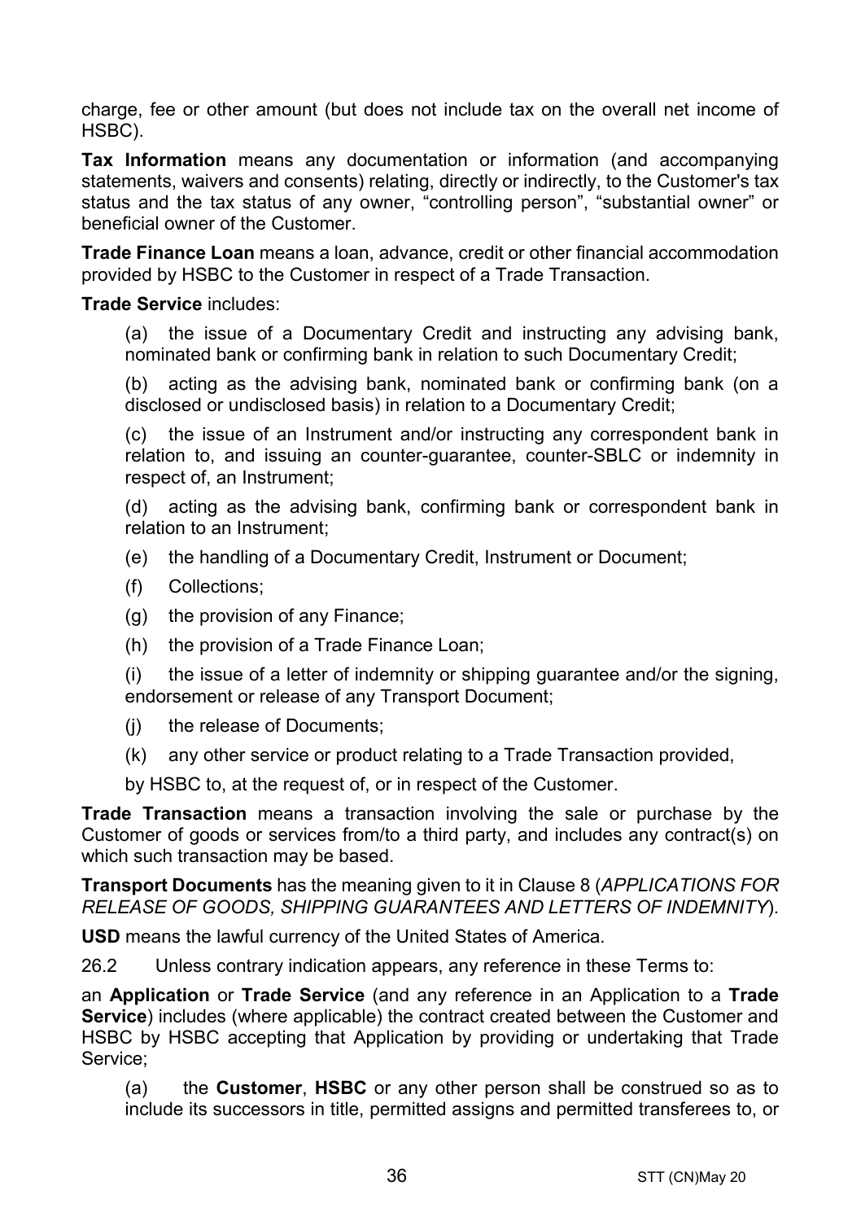charge, fee or other amount (but does not include tax on the overall net income of HSBC).

**Tax Information** means any documentation or information (and accompanying statements, waivers and consents) relating, directly or indirectly, to the Customer's tax status and the tax status of any owner, "controlling person", "substantial owner" or beneficial owner of the Customer.

**Trade Finance Loan** means a loan, advance, credit or other financial accommodation provided by HSBC to the Customer in respect of a Trade Transaction.

**Trade Service** includes:

(a) the issue of a Documentary Credit and instructing any advising bank, nominated bank or confirming bank in relation to such Documentary Credit;

(b) acting as the advising bank, nominated bank or confirming bank (on a disclosed or undisclosed basis) in relation to a Documentary Credit;

(c) the issue of an Instrument and/or instructing any correspondent bank in relation to, and issuing an counter-guarantee, counter-SBLC or indemnity in respect of, an Instrument;

(d) acting as the advising bank, confirming bank or correspondent bank in relation to an Instrument;

(e) the handling of a Documentary Credit, Instrument or Document;

(f) Collections;

(g) the provision of any Finance;

(h) the provision of a Trade Finance Loan;

(i) the issue of a letter of indemnity or shipping guarantee and/or the signing, endorsement or release of any Transport Document;

(j) the release of Documents;

(k) any other service or product relating to a Trade Transaction provided,

by HSBC to, at the request of, or in respect of the Customer.

**Trade Transaction** means a transaction involving the sale or purchase by the Customer of goods or services from/to a third party, and includes any contract(s) on which such transaction may be based.

**Transport Documents** has the meaning given to it in Clause 8 (*APPLICATIONS FOR RELEASE OF GOODS, SHIPPING GUARANTEES AND LETTERS OF INDEMNITY*).

**USD** means the lawful currency of the United States of America.

26.2 Unless contrary indication appears, any reference in these Terms to:

an **Application** or **Trade Service** (and any reference in an Application to a **Trade Service**) includes (where applicable) the contract created between the Customer and HSBC by HSBC accepting that Application by providing or undertaking that Trade Service;

(a) the **Customer**, **HSBC** or any other person shall be construed so as to include its successors in title, permitted assigns and permitted transferees to, or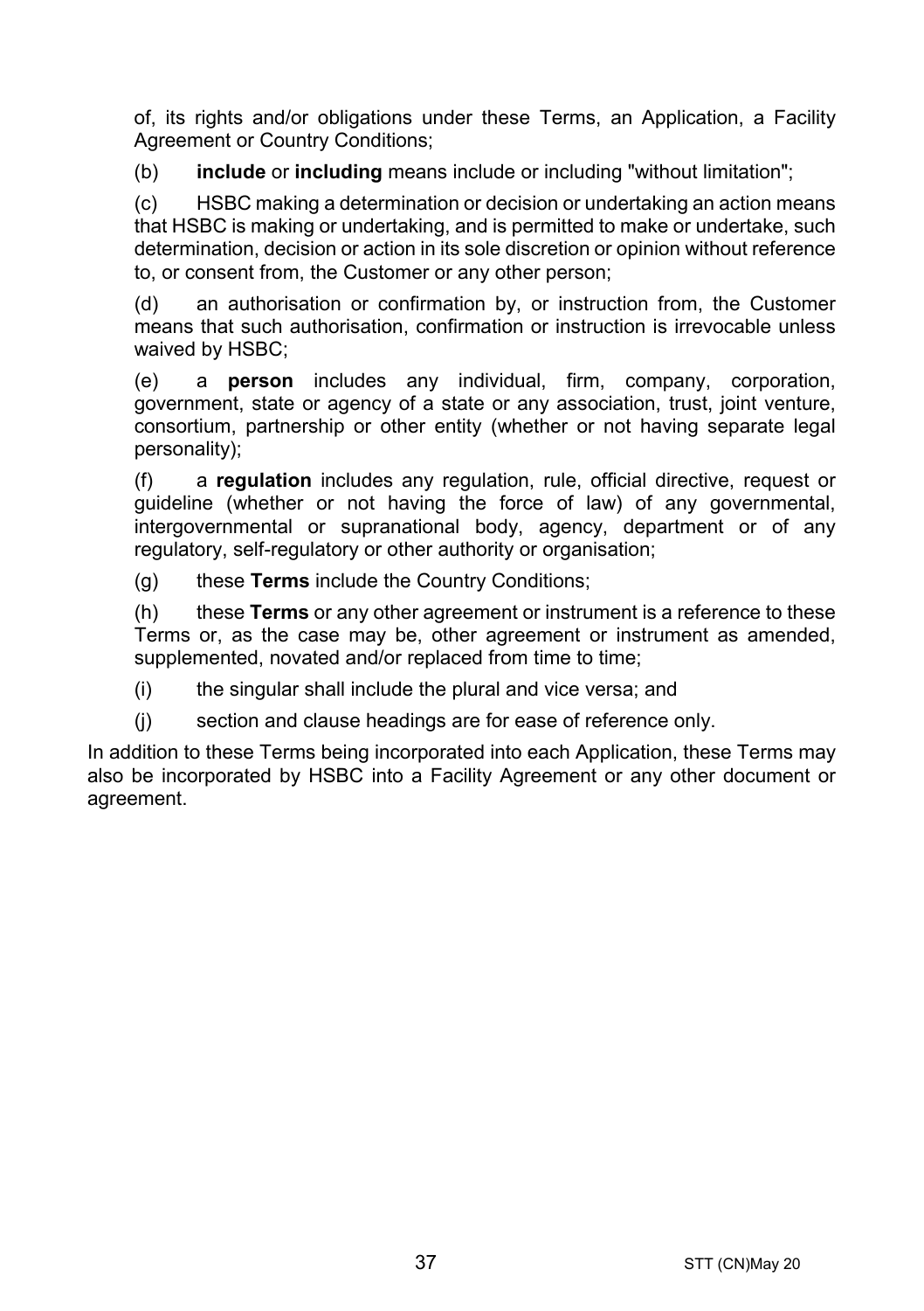of, its rights and/or obligations under these Terms, an Application, a Facility Agreement or Country Conditions;

(b) **include** or **including** means include or including "without limitation";

(c) HSBC making a determination or decision or undertaking an action means that HSBC is making or undertaking, and is permitted to make or undertake, such determination, decision or action in its sole discretion or opinion without reference to, or consent from, the Customer or any other person;

(d) an authorisation or confirmation by, or instruction from, the Customer means that such authorisation, confirmation or instruction is irrevocable unless waived by HSBC;

(e) a **person** includes any individual, firm, company, corporation, government, state or agency of a state or any association, trust, joint venture, consortium, partnership or other entity (whether or not having separate legal personality);

(f) a **regulation** includes any regulation, rule, official directive, request or guideline (whether or not having the force of law) of any governmental, intergovernmental or supranational body, agency, department or of any regulatory, self-regulatory or other authority or organisation;

(g) these **Terms** include the Country Conditions;

(h) these **Terms** or any other agreement or instrument is a reference to these Terms or, as the case may be, other agreement or instrument as amended, supplemented, novated and/or replaced from time to time;

(i) the singular shall include the plural and vice versa; and

(j) section and clause headings are for ease of reference only.

In addition to these Terms being incorporated into each Application, these Terms may also be incorporated by HSBC into a Facility Agreement or any other document or agreement.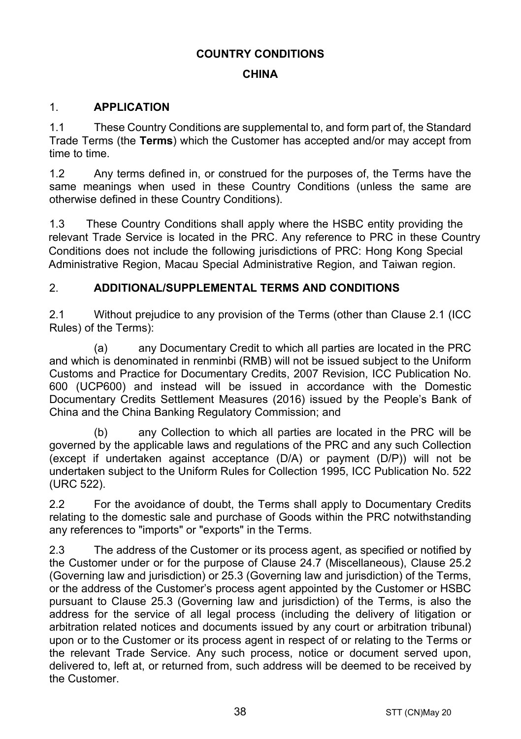# COUNTRY CONDITIONS

## CHINA

## 1. APPLICATION

1.1 These Country Conditions are supplemental to, and form part of, the Standard Trade Terms (the **Terms**) which the Customer has accepted and/or may accept from time to time.

1.2 Any terms defined in, or construed for the purposes of, the Terms have the same meanings when used in these Country Conditions (unless the same are otherwise defined in these Country Conditions).

1.3 These Country Conditions shall apply where the HSBC entity providing the relevant Trade Service is located in the PRC. Any reference to PRC in these Country Conditions does not include the following jurisdictions of PRC: Hong Kong Special Administrative Region, Macau Special Administrative Region, and Taiwan region.

## 2. ADDITIONAL/SUPPLEMENTAL TERMS AND CONDITIONS

2.1 Without prejudice to any provision of the Terms (other than Clause 2.1 (ICC Rules) of the Terms):

(a) any Documentary Credit to which all parties are located in the PRC and which is denominated in renminbi (RMB) will not be issued subject to the Uniform Customs and Practice for Documentary Credits, 2007 Revision, ICC Publication No. 600 (UCP600) and instead will be issued in accordance with the Domestic Documentary Credits Settlement Measures (2016) issued by the People's Bank of China and the China Banking Regulatory Commission; and

(b) any Collection to which all parties are located in the PRC will be governed by the applicable laws and regulations of the PRC and any such Collection (except if undertaken against acceptance (D/A) or payment (D/P)) will not be undertaken subject to the Uniform Rules for Collection 1995, ICC Publication No. 522 (URC 522).

2.2 For the avoidance of doubt, the Terms shall apply to Documentary Credits relating to the domestic sale and purchase of Goods within the PRC notwithstanding any references to "imports" or "exports" in the Terms.

2.3 The address of the Customer or its process agent, as specified or notified by the Customer under or for the purpose of Clause 24.7 (Miscellaneous), Clause 25.2 (Governing law and jurisdiction) or 25.3 (Governing law and jurisdiction) of the Terms, or the address of the Customer's process agent appointed by the Customer or HSBC pursuant to Clause 25.3 (Governing law and jurisdiction) of the Terms, is also the address for the service of all legal process (including the delivery of litigation or arbitration related notices and documents issued by any court or arbitration tribunal) upon or to the Customer or its process agent in respect of or relating to the Terms or the relevant Trade Service. Any such process, notice or document served upon, delivered to, left at, or returned from, such address will be deemed to be received by the Customer.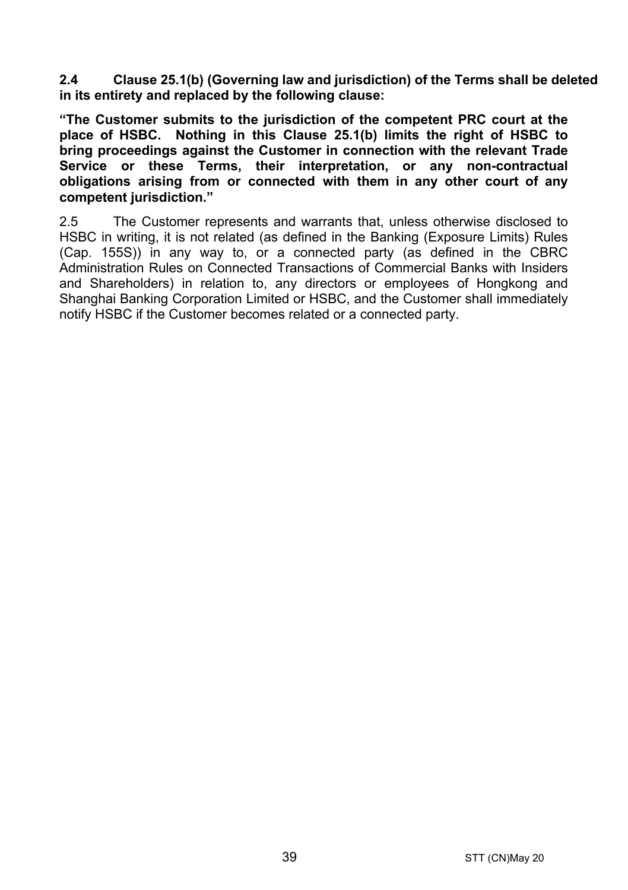**2.4 Clause 25.1(b) (Governing law and jurisdiction) of the Terms shall be deleted in its entirety and replaced by the following clause:**

**"The Customer submits to the jurisdiction of the competent PRC court at the place of HSBC. Nothing in this Clause 25.1(b) limits the right of HSBC to bring proceedings against the Customer in connection with the relevant Trade Service or these Terms, their interpretation, or any non-contractual obligations arising from or connected with them in any other court of any competent jurisdiction."**

2.5 The Customer represents and warrants that, unless otherwise disclosed to HSBC in writing, it is not related (as defined in the Banking (Exposure Limits) Rules (Cap. 155S)) in any way to, or a connected party (as defined in the CBRC Administration Rules on Connected Transactions of Commercial Banks with Insiders and Shareholders) in relation to, any directors or employees of Hongkong and Shanghai Banking Corporation Limited or HSBC, and the Customer shall immediately notify HSBC if the Customer becomes related or a connected party.